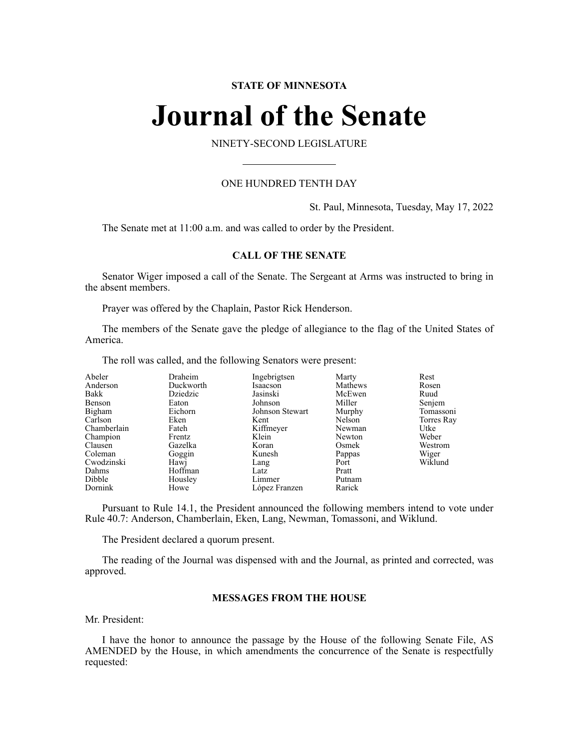**STATE OF MINNESOTA**

# Journal of the Senate

NINETY-SECOND LEGISLATURE

ONE HUNDRED TENTH DAY

St. Paul, Minnesota, Tuesday, May 17, 2022

The Senate met at 11:00 a.m. and was called to order by the President.

## CALL OF THE SENATE

Senator Wiger imposed a call of the Senate. The Sergeant at Arms was instructed to bring in the absent members.

Prayer was offered by the Chaplain, Pastor Rick Henderson.

The members of the Senate gave the pledge of allegiance to the flag of the United States of America.

The roll was called, and the following Senators were present:

| | | | | |
|---|---|---|---|---|
| Abeler | Draheim | Ingebrigtsen | Marty | Rest |
| Anderson | Duckworth | Isaacson | Mathews | Rosen |
| Bakk | Dziedzic | Jasinski | McEwen | Ruud |
| Benson | Eaton | Johnson | Miller | Senjem |
| Bigham | Eichorn | Johnson Stewart | Murphy | Tomassoni |
| Carlson | Eken | Kent | Nelson | Torres Ray |
| Chamberlain | Fateh | Kiffmeyer | Newman | Utke |
| Champion | Frentz | Klein | Newton | Weber |
| Clausen | Gazelka | Koran | Osmek | Westrom |
| Coleman | Goggin | Kunesh | Pappas | Wiger |
| Cwodzinski | Hawj | Lang | Port | Wiklund |
| Dahms | Hoffman | Latz | Pratt | |
| Dibble | Housley | Limmer | Putnam | |
| Dornink | Howe | López Franzen | Rarick | |

Pursuant to Rule 14.1, the President announced the following members intend to vote under Rule 40.7: Anderson, Chamberlain, Eken, Lang, Newman, Tomassoni, and Wiklund.

The President declared a quorum present.

The reading of the Journal was dispensed with and the Journal, as printed and corrected, was approved.

## MESSAGES FROM THE HOUSE

Mr. President:

I have the honor to announce the passage by the House of the following Senate File, AS AMENDED by the House, in which amendments the concurrence of the Senate is respectfully requested: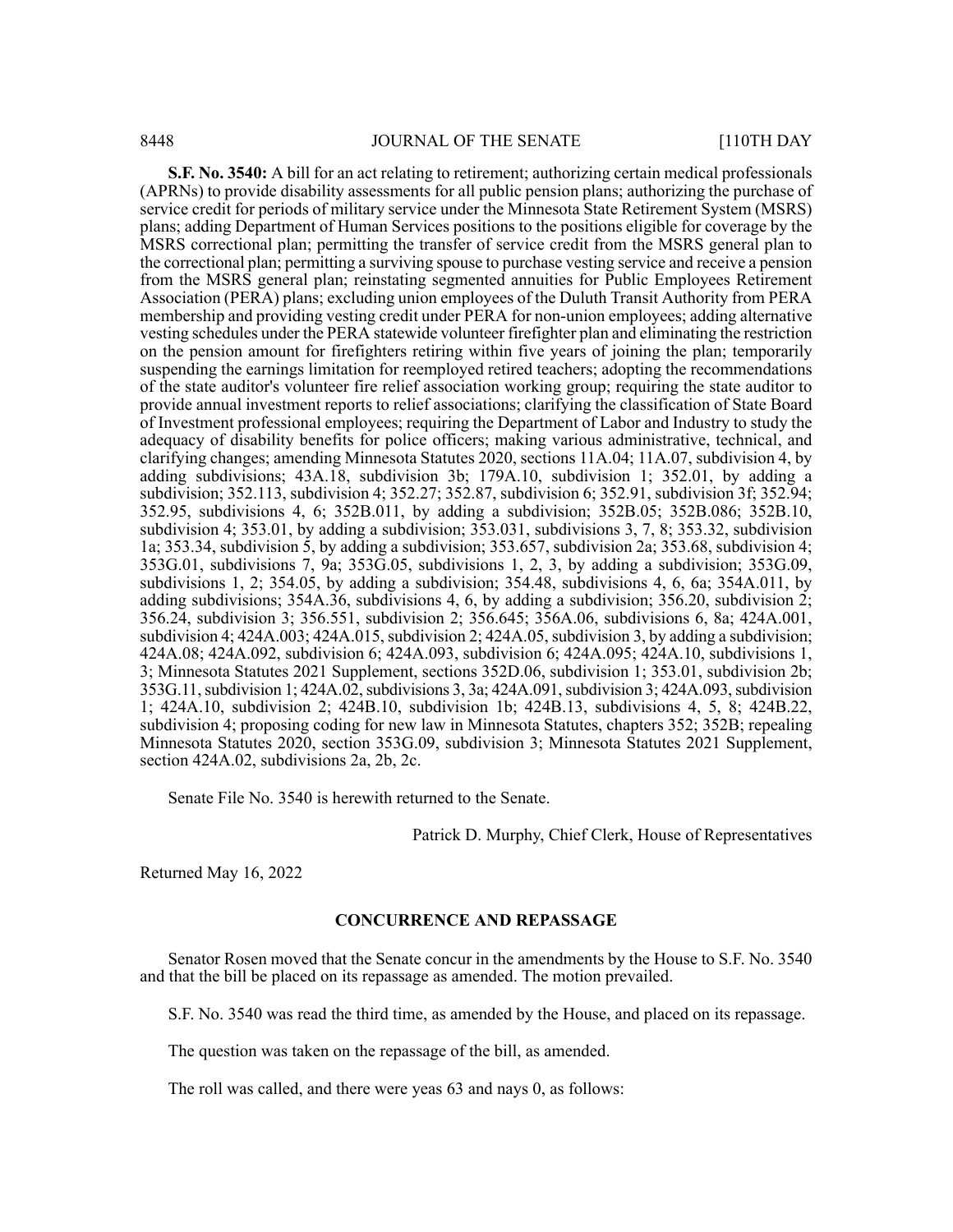**S.F. No. 3540:** A bill for an act relating to retirement; authorizing certain medical professionals (APRNs) to provide disability assessments for all public pension plans; authorizing the purchase of service credit for periods of military service under the Minnesota State Retirement System (MSRS) plans; adding Department of Human Services positions to the positions eligible for coverage by the MSRS correctional plan; permitting the transfer of service credit from the MSRS general plan to the correctional plan; permitting a surviving spouse to purchase vesting service and receive a pension from the MSRS general plan; reinstating segmented annuities for Public Employees Retirement Association (PERA) plans; excluding union employees of the Duluth Transit Authority from PERA membership and providing vesting credit under PERA for non-union employees; adding alternative vesting schedules under the PERA statewide volunteer firefighter plan and eliminating the restriction on the pension amount for firefighters retiring within five years of joining the plan; temporarily suspending the earnings limitation for reemployed retired teachers; adopting the recommendations of the state auditor's volunteer fire relief association working group; requiring the state auditor to provide annual investment reports to relief associations; clarifying the classification of State Board of Investment professional employees; requiring the Department of Labor and Industry to study the adequacy of disability benefits for police officers; making various administrative, technical, and clarifying changes; amending Minnesota Statutes 2020, sections 11A.04; 11A.07, subdivision 4, by adding subdivisions; 43A.18, subdivision 3b; 179A.10, subdivision 1; 352.01, by adding a subdivision; 352.113, subdivision 4; 352.27; 352.87, subdivision 6; 352.91, subdivision 3f; 352.94; 352.95, subdivisions 4, 6; 352B.011, by adding a subdivision; 352B.05; 352B.086; 352B.10, subdivision 4; 353.01, by adding a subdivision; 353.031, subdivisions 3, 7, 8; 353.32, subdivision 1a; 353.34, subdivision 5, by adding a subdivision; 353.657, subdivision 2a; 353.68, subdivision 4; 353G.01, subdivisions 7, 9a; 353G.05, subdivisions 1, 2, 3, by adding a subdivision; 353G.09, subdivisions 1, 2; 354.05, by adding a subdivision; 354.48, subdivisions 4, 6, 6a; 354A.011, by adding subdivisions; 354A.36, subdivisions 4, 6, by adding a subdivision; 356.20, subdivision 2; 356.24, subdivision 3; 356.551, subdivision 2; 356.645; 356A.06, subdivisions 6, 8a; 424A.001, subdivision 4; 424A.003; 424A.015, subdivision 2; 424A.05, subdivision 3, by adding a subdivision; 424A.08; 424A.092, subdivision 6; 424A.093, subdivision 6; 424A.095; 424A.10, subdivisions 1, 3; Minnesota Statutes 2021 Supplement, sections 352D.06, subdivision 1; 353.01, subdivision 2b; 353G.11, subdivision 1; 424A.02, subdivisions 3, 3a; 424A.091, subdivision 3; 424A.093, subdivision 1; 424A.10, subdivision 2; 424B.10, subdivision 1b; 424B.13, subdivisions 4, 5, 8; 424B.22, subdivision 4; proposing coding for new law in Minnesota Statutes, chapters 352; 352B; repealing Minnesota Statutes 2020, section 353G.09, subdivision 3; Minnesota Statutes 2021 Supplement, section 424A.02, subdivisions 2a, 2b, 2c.

Senate File No. 3540 is herewith returned to the Senate.

Patrick D. Murphy, Chief Clerk, House of Representatives

Returned May 16, 2022

## CONCURRENCE AND REPASSAGE

Senator Rosen moved that the Senate concur in the amendments by the House to S.F. No. 3540 and that the bill be placed on its repassage as amended. The motion prevailed.

S.F. No. 3540 was read the third time, as amended by the House, and placed on its repassage.

The question was taken on the repassage of the bill, as amended.

The roll was called, and there were yeas 63 and nays 0, as follows: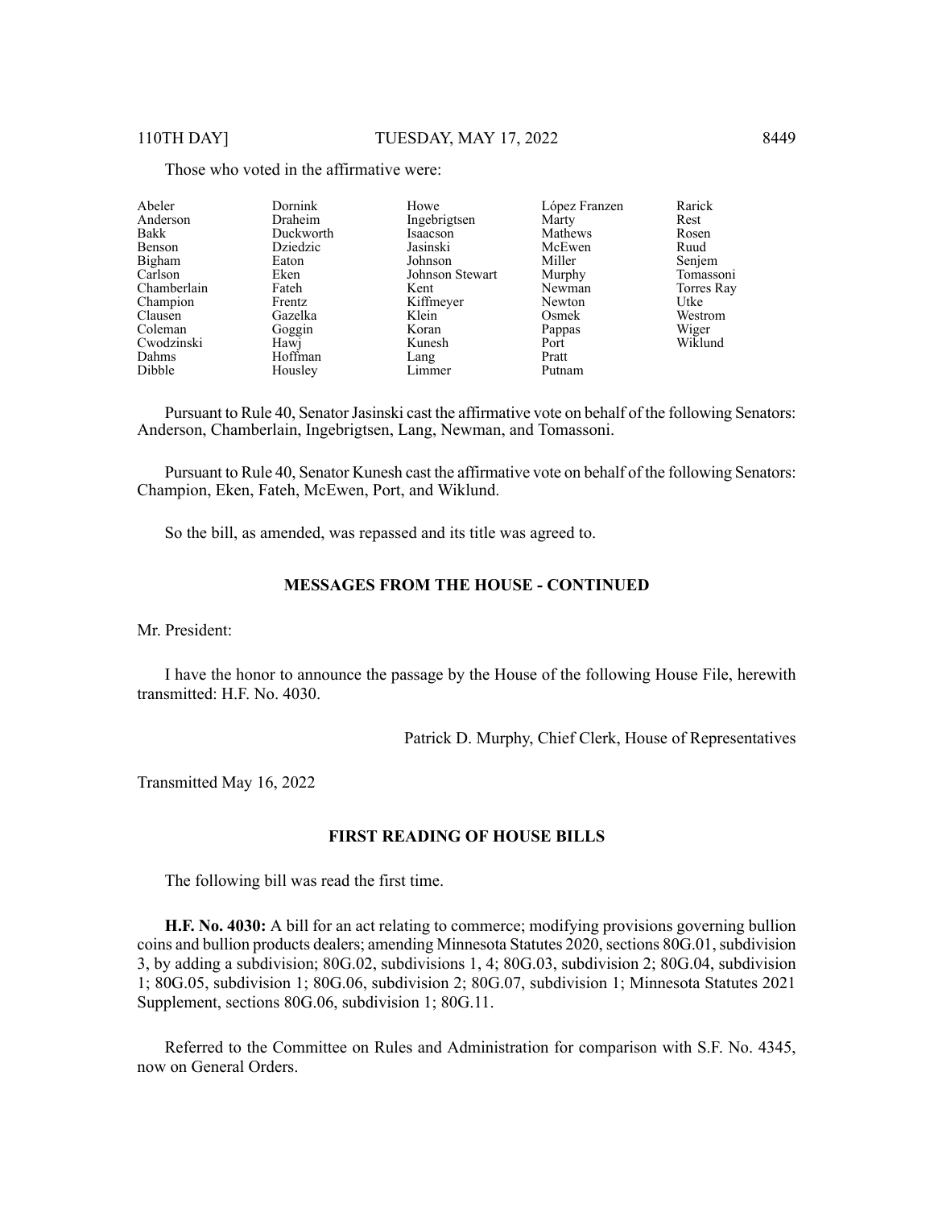Those who voted in the affirmative were:

| | | | | |
|---|---|---|---|---|
| Abeler | Dornink | Howe | López Franzen | Rarick |
| Anderson | Draheim | Ingebrigtsen | Marty | Rest |
| Bakk | Duckworth | Isaacson | Mathews | Rosen |
| Benson | Dziedzic | Jasinski | McEwen | Ruud |
| Bigham | Eaton | Johnson | Miller | Senjem |
| Carlson | Eken | Johnson Stewart | Murphy | Tomassoni |
| Chamberlain | Fateh | Kent | Newman | Torres Ray |
| Champion | Frentz | Kiffmeyer | Newton | Utke |
| Clausen | Gazelka | Klein | Osmek | Westrom |
| Coleman | Goggin | Koran | Pappas | Wiger |
| Cwodzinski | Hawj | Kunesh | Port | Wiklund |
| Dahms | Hoffman | Lang | Pratt | |
| Dibble | Housley | Limmer | Putnam | |

Pursuant to Rule 40, Senator Jasinski cast the affirmative vote on behalf of the following Senators: Anderson, Chamberlain, Ingebrigtsen, Lang, Newman, and Tomassoni.

Pursuant to Rule 40, Senator Kunesh cast the affirmative vote on behalf of the following Senators: Champion, Eken, Fateh, McEwen, Port, and Wiklund.

So the bill, as amended, was repassed and its title was agreed to.

## MESSAGES FROM THE HOUSE - CONTINUED

Mr. President:

I have the honor to announce the passage by the House of the following House File, herewith transmitted: H.F. No. 4030.

Patrick D. Murphy, Chief Clerk, House of Representatives

Transmitted May 16, 2022

## FIRST READING OF HOUSE BILLS

The following bill was read the first time.

**H.F. No. 4030:** A bill for an act relating to commerce; modifying provisions governing bullion coins and bullion products dealers; amending Minnesota Statutes 2020, sections 80G.01, subdivision 3, by adding a subdivision; 80G.02, subdivisions 1, 4; 80G.03, subdivision 2; 80G.04, subdivision 1; 80G.05, subdivision 1; 80G.06, subdivision 2; 80G.07, subdivision 1; Minnesota Statutes 2021 Supplement, sections 80G.06, subdivision 1; 80G.11.

Referred to the Committee on Rules and Administration for comparison with S.F. No. 4345, now on General Orders.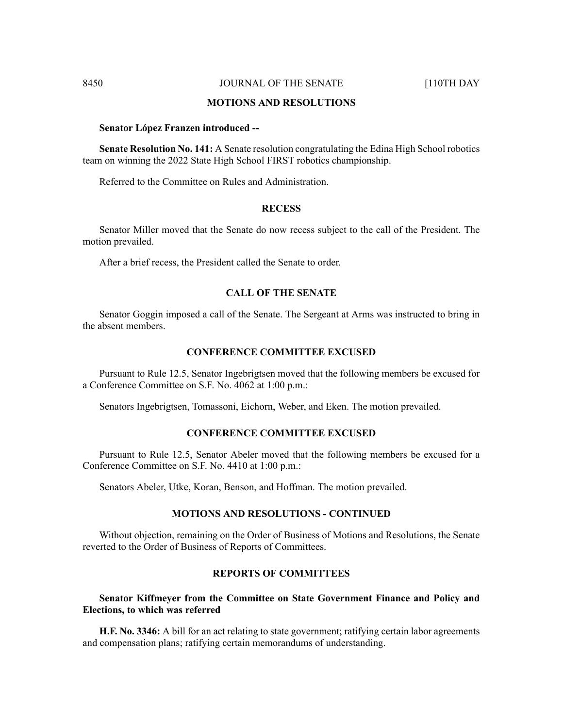## MOTIONS AND RESOLUTIONS

**Senator López Franzen introduced --**

**Senate Resolution No. 141:** A Senate resolution congratulating the Edina High School robotics team on winning the 2022 State High School FIRST robotics championship.

Referred to the Committee on Rules and Administration.

## RECESS

Senator Miller moved that the Senate do now recess subject to the call of the President. The motion prevailed.

After a brief recess, the President called the Senate to order.

## CALL OF THE SENATE

Senator Goggin imposed a call of the Senate. The Sergeant at Arms was instructed to bring in the absent members.

## CONFERENCE COMMITTEE EXCUSED

Pursuant to Rule 12.5, Senator Ingebrigtsen moved that the following members be excused for a Conference Committee on S.F. No. 4062 at 1:00 p.m.:

Senators Ingebrigtsen, Tomassoni, Eichorn, Weber, and Eken. The motion prevailed.

## CONFERENCE COMMITTEE EXCUSED

Pursuant to Rule 12.5, Senator Abeler moved that the following members be excused for a Conference Committee on S.F. No. 4410 at 1:00 p.m.:

Senators Abeler, Utke, Koran, Benson, and Hoffman. The motion prevailed.

## MOTIONS AND RESOLUTIONS - CONTINUED

Without objection, remaining on the Order of Business of Motions and Resolutions, the Senate reverted to the Order of Business of Reports of Committees.

## REPORTS OF COMMITTEES

**Senator Kiffmeyer from the Committee on State Government Finance and Policy and Elections, to which was referred**

**H.F. No. 3346:** A bill for an act relating to state government; ratifying certain labor agreements and compensation plans; ratifying certain memorandums of understanding.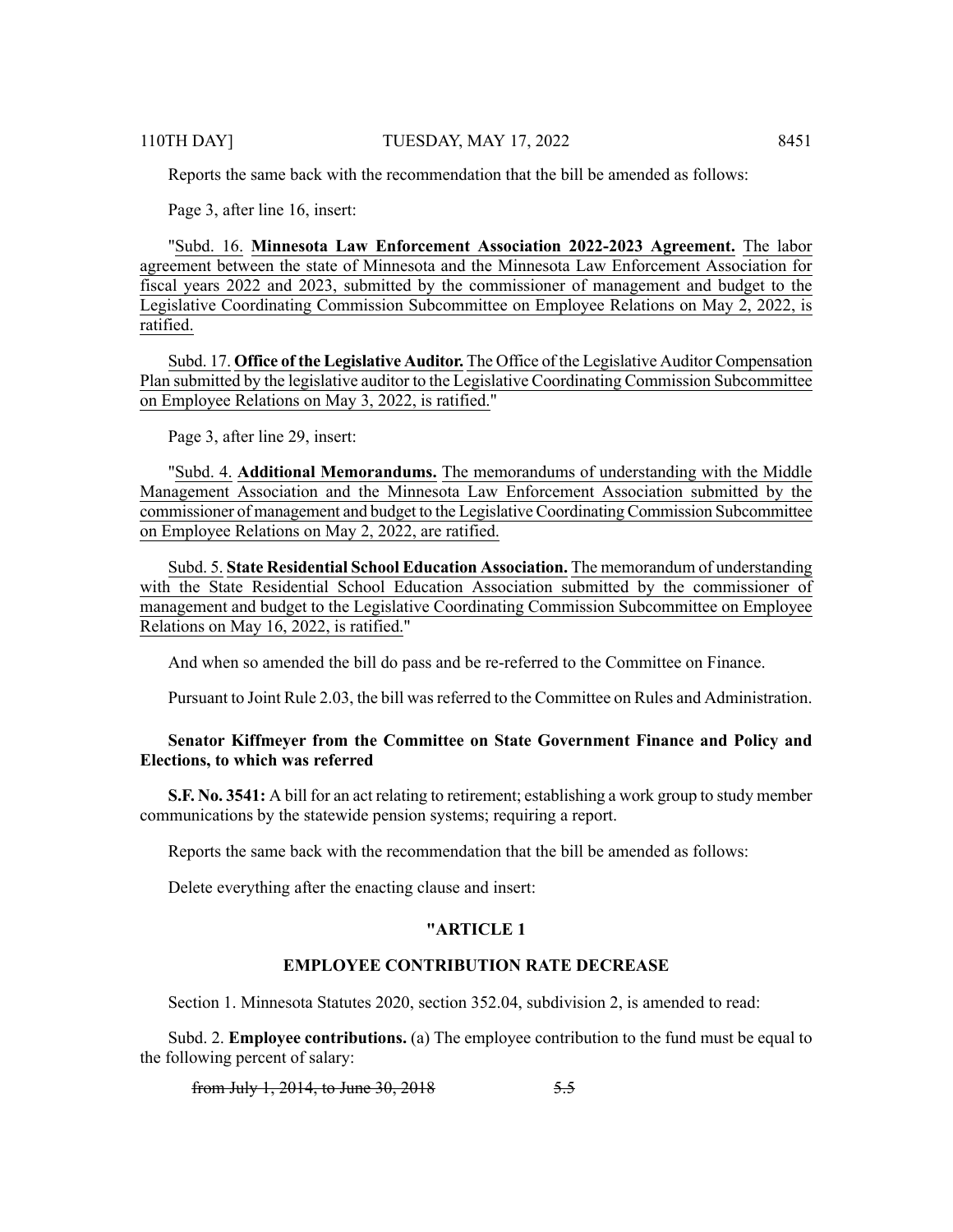Reports the same back with the recommendation that the bill be amended as follows:

Page 3, after line 16, insert:

"Subd. 16. **Minnesota Law Enforcement Association 2022-2023 Agreement.** The labor agreement between the state of Minnesota and the Minnesota Law Enforcement Association for fiscal years 2022 and 2023, submitted by the commissioner of management and budget to the Legislative Coordinating Commission Subcommittee on Employee Relations on May 2, 2022, is ratified.

Subd. 17. **Office of the Legislative Auditor.** The Office of the Legislative Auditor Compensation Plan submitted by the legislative auditor to the Legislative Coordinating Commission Subcommittee on Employee Relations on May 3, 2022, is ratified."

Page 3, after line 29, insert:

"Subd. 4. **Additional Memorandums.** The memorandums of understanding with the Middle Management Association and the Minnesota Law Enforcement Association submitted by the commissioner of management and budget to the Legislative Coordinating Commission Subcommittee on Employee Relations on May 2, 2022, are ratified.

Subd. 5. **State Residential School Education Association.** The memorandum of understanding with the State Residential School Education Association submitted by the commissioner of management and budget to the Legislative Coordinating Commission Subcommittee on Employee Relations on May 16, 2022, is ratified."

And when so amended the bill do pass and be re-referred to the Committee on Finance.

Pursuant to Joint Rule 2.03, the bill was referred to the Committee on Rules and Administration.

**Senator Kiffmeyer from the Committee on State Government Finance and Policy and Elections, to which was referred**

**S.F. No. 3541:** A bill for an act relating to retirement; establishing a work group to study member communications by the statewide pension systems; requiring a report.

Reports the same back with the recommendation that the bill be amended as follows:

Delete everything after the enacting clause and insert:

**"ARTICLE 1**

**EMPLOYEE CONTRIBUTION RATE DECREASE**

Section 1. Minnesota Statutes 2020, section 352.04, subdivision 2, is amended to read:

Subd. 2. **Employee contributions.** (a) The employee contribution to the fund must be equal to the following percent of salary:

~~from July 1, 2014, to June 30, 2018~~ ~~5.5~~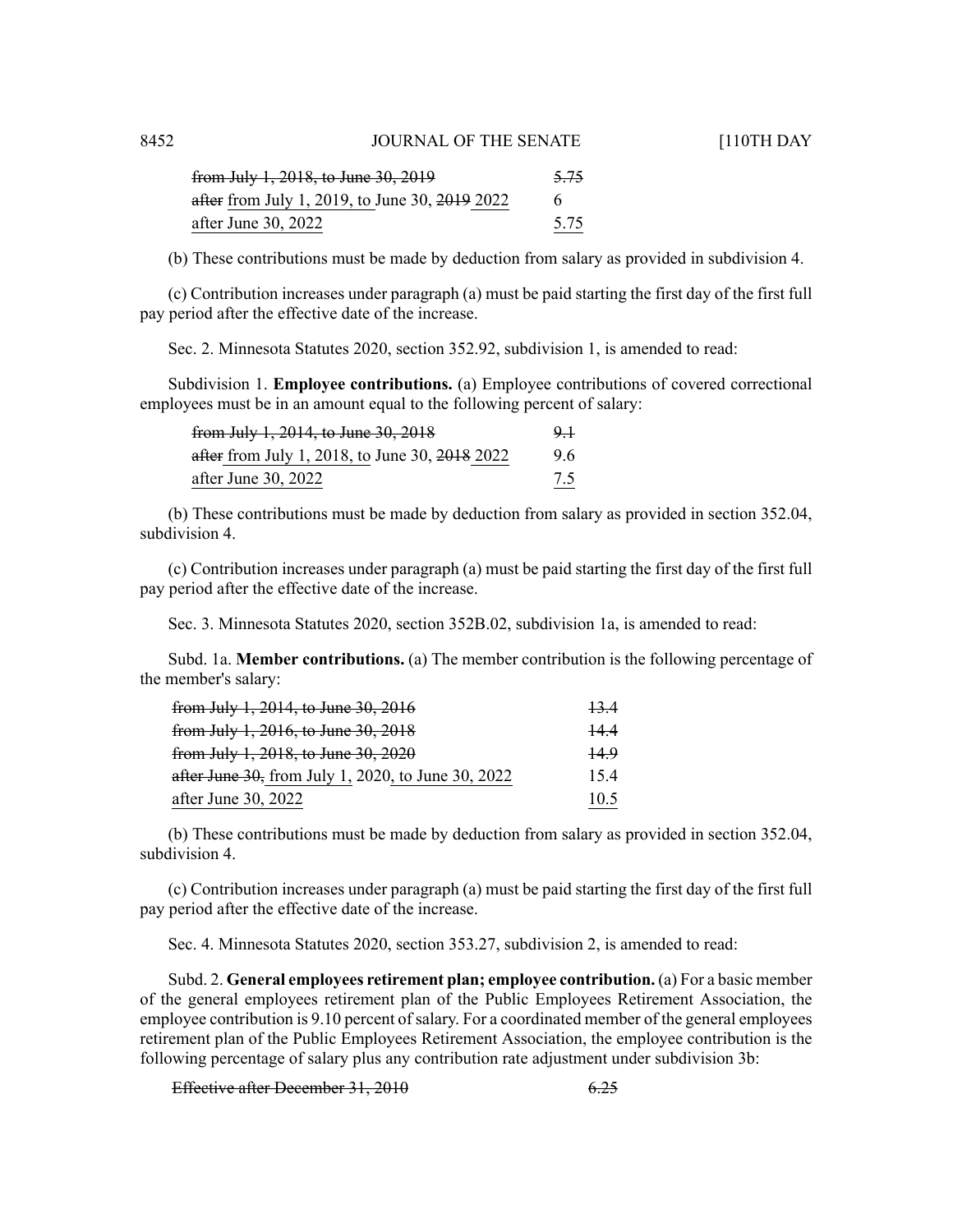| | |
|---|---|
| ~~from July 1, 2018, to June 30, 2019~~ | ~~5.75~~ |
| ~~after~~ from July 1, 2019, to June 30, ~~2019~~ 2022 | 6 |
| after June 30, 2022 | 5.75 |

(b) These contributions must be made by deduction from salary as provided in subdivision 4.

(c) Contribution increases under paragraph (a) must be paid starting the first day of the first full pay period after the effective date of the increase.

Sec. 2. Minnesota Statutes 2020, section 352.92, subdivision 1, is amended to read:

Subdivision 1. **Employee contributions.** (a) Employee contributions of covered correctional employees must be in an amount equal to the following percent of salary:

| | |
|---|---|
| ~~from July 1, 2014, to June 30, 2018~~ | ~~9.1~~ |
| ~~after~~ from July 1, 2018, to June 30, ~~2018~~ 2022 | 9.6 |
| after June 30, 2022 | 7.5 |

(b) These contributions must be made by deduction from salary as provided in section 352.04, subdivision 4.

(c) Contribution increases under paragraph (a) must be paid starting the first day of the first full pay period after the effective date of the increase.

Sec. 3. Minnesota Statutes 2020, section 352B.02, subdivision 1a, is amended to read:

Subd. 1a. **Member contributions.** (a) The member contribution is the following percentage of the member's salary:

| | |
|---|---|
| ~~from July 1, 2014, to June 30, 2016~~ | ~~13.4~~ |
| ~~from July 1, 2016, to June 30, 2018~~ | ~~14.4~~ |
| ~~from July 1, 2018, to June 30, 2020~~ | ~~14.9~~ |
| ~~after June 30,~~ from July 1, 2020, to June 30, 2022 | 15.4 |
| after June 30, 2022 | 10.5 |

(b) These contributions must be made by deduction from salary as provided in section 352.04, subdivision 4.

(c) Contribution increases under paragraph (a) must be paid starting the first day of the first full pay period after the effective date of the increase.

Sec. 4. Minnesota Statutes 2020, section 353.27, subdivision 2, is amended to read:

Subd. 2. **General employees retirement plan; employee contribution.** (a) For a basic member of the general employees retirement plan of the Public Employees Retirement Association, the employee contribution is 9.10 percent of salary. For a coordinated member of the general employees retirement plan of the Public Employees Retirement Association, the employee contribution is the following percentage of salary plus any contribution rate adjustment under subdivision 3b:

| | |
|---|---|
| ~~Effective after December 31, 2010~~ | ~~6.25~~ |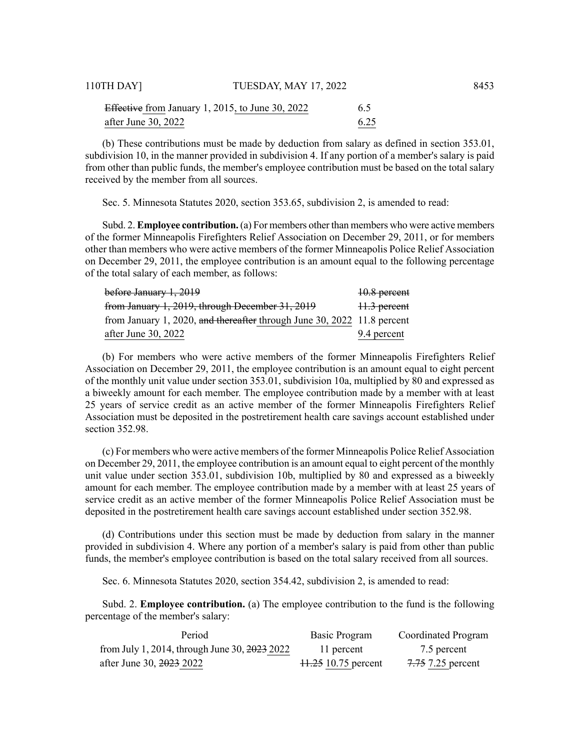| | |
|---|---|
| ~~Effective~~ from January 1, 2015, to June 30, 2022 | 6.5 |
| after June 30, 2022 | 6.25 |

(b) These contributions must be made by deduction from salary as defined in section 353.01, subdivision 10, in the manner provided in subdivision 4. If any portion of a member's salary is paid from other than public funds, the member's employee contribution must be based on the total salary received by the member from all sources.

Sec. 5. Minnesota Statutes 2020, section 353.65, subdivision 2, is amended to read:

Subd. 2. **Employee contribution.** (a) For members other than members who were active members of the former Minneapolis Firefighters Relief Association on December 29, 2011, or for members other than members who were active members of the former Minneapolis Police Relief Association on December 29, 2011, the employee contribution is an amount equal to the following percentage of the total salary of each member, as follows:

| | |
|---|---|
| ~~before January 1, 2019~~ | ~~10.8 percent~~ |
| ~~from January 1, 2019, through December 31, 2019~~ | ~~11.3 percent~~ |
| from January 1, 2020, ~~and thereafter~~ through June 30, 2022 | 11.8 percent |
| after June 30, 2022 | 9.4 percent |

(b) For members who were active members of the former Minneapolis Firefighters Relief Association on December 29, 2011, the employee contribution is an amount equal to eight percent of the monthly unit value under section 353.01, subdivision 10a, multiplied by 80 and expressed as a biweekly amount for each member. The employee contribution made by a member with at least 25 years of service credit as an active member of the former Minneapolis Firefighters Relief Association must be deposited in the postretirement health care savings account established under section 352.98.

(c) For members who were active members of the former Minneapolis Police Relief Association on December 29, 2011, the employee contribution is an amount equal to eight percent of the monthly unit value under section 353.01, subdivision 10b, multiplied by 80 and expressed as a biweekly amount for each member. The employee contribution made by a member with at least 25 years of service credit as an active member of the former Minneapolis Police Relief Association must be deposited in the postretirement health care savings account established under section 352.98.

(d) Contributions under this section must be made by deduction from salary in the manner provided in subdivision 4. Where any portion of a member's salary is paid from other than public funds, the member's employee contribution is based on the total salary received from all sources.

Sec. 6. Minnesota Statutes 2020, section 354.42, subdivision 2, is amended to read:

Subd. 2. **Employee contribution.** (a) The employee contribution to the fund is the following percentage of the member's salary:

| Period | Basic Program | Coordinated Program |
|---|---|---|
| from July 1, 2014, through June 30, ~~2023~~ 2022 | 11 percent | 7.5 percent |
| after June 30, ~~2023~~ 2022 | ~~11.25~~ 10.75 percent | ~~7.75~~ 7.25 percent |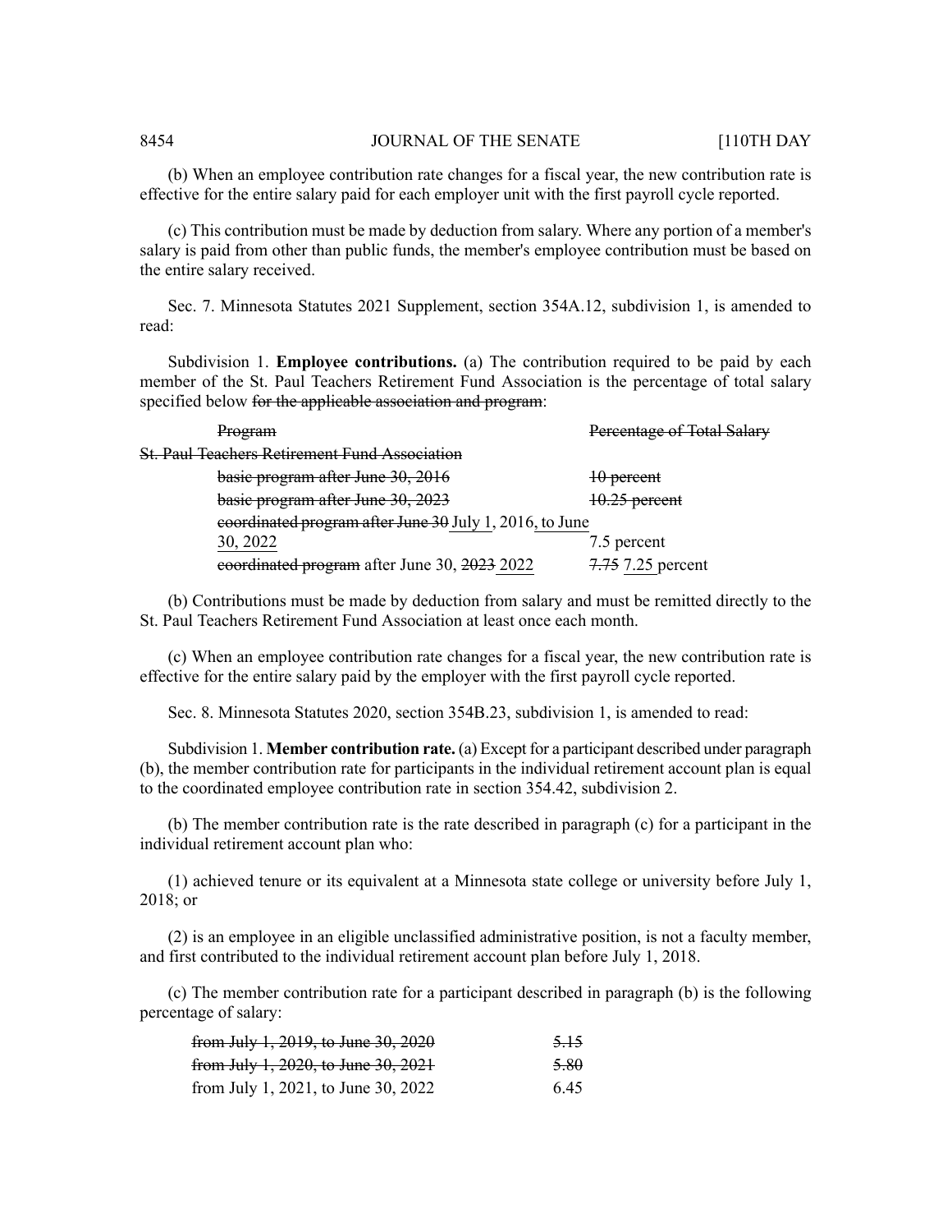(b) When an employee contribution rate changes for a fiscal year, the new contribution rate is effective for the entire salary paid for each employer unit with the first payroll cycle reported.

(c) This contribution must be made by deduction from salary. Where any portion of a member's salary is paid from other than public funds, the member's employee contribution must be based on the entire salary received.

Sec. 7. Minnesota Statutes 2021 Supplement, section 354A.12, subdivision 1, is amended to read:

Subdivision 1. **Employee contributions.** (a) The contribution required to be paid by each member of the St. Paul Teachers Retirement Fund Association is the percentage of total salary specified below ~~for the applicable association and program~~:

| ~~Program~~ | ~~Percentage of Total Salary~~ |
|---|---|
| ~~St. Paul Teachers Retirement Fund Association~~ | |
| ~~basic program after June 30, 2016~~ | ~~10 percent~~ |
| ~~basic program after June 30, 2023~~ | ~~10.25 percent~~ |
| ~~coordinated program after June 30~~ July 1, 2016, to June 30, 2022 | 7.5 percent |
| ~~coordinated program~~ after June 30, ~~2023~~ 2022 | ~~7.75~~ 7.25 percent |

(b) Contributions must be made by deduction from salary and must be remitted directly to the St. Paul Teachers Retirement Fund Association at least once each month.

(c) When an employee contribution rate changes for a fiscal year, the new contribution rate is effective for the entire salary paid by the employer with the first payroll cycle reported.

Sec. 8. Minnesota Statutes 2020, section 354B.23, subdivision 1, is amended to read:

Subdivision 1. **Member contribution rate.** (a) Except for a participant described under paragraph (b), the member contribution rate for participants in the individual retirement account plan is equal to the coordinated employee contribution rate in section 354.42, subdivision 2.

(b) The member contribution rate is the rate described in paragraph (c) for a participant in the individual retirement account plan who:

(1) achieved tenure or its equivalent at a Minnesota state college or university before July 1, 2018; or

(2) is an employee in an eligible unclassified administrative position, is not a faculty member, and first contributed to the individual retirement account plan before July 1, 2018.

(c) The member contribution rate for a participant described in paragraph (b) is the following percentage of salary:

| | |
|---|---|
| ~~from July 1, 2019, to June 30, 2020~~ | ~~5.15~~ |
| ~~from July 1, 2020, to June 30, 2021~~ | ~~5.80~~ |
| from July 1, 2021, to June 30, 2022 | 6.45 |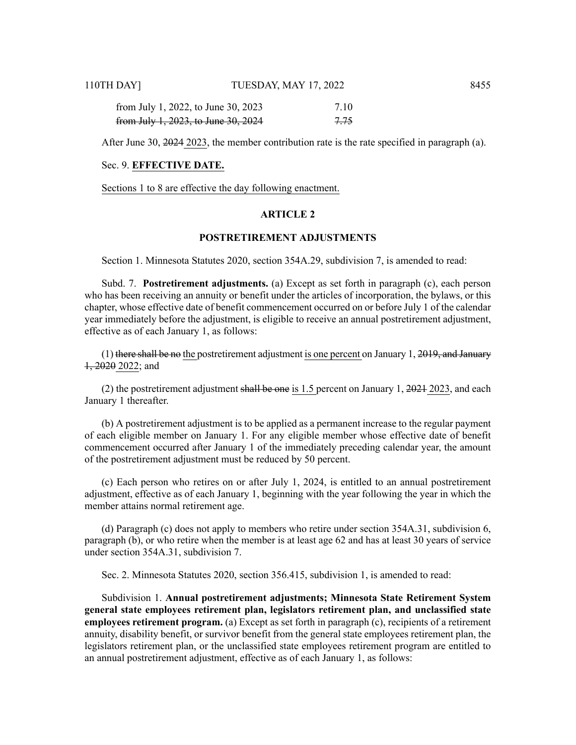| | |
|---|---|
| from July 1, 2022, to June 30, 2023 | 7.10 |
| ~~from July 1, 2023, to June 30, 2024~~ | ~~7.75~~ |

After June 30, ~~2024~~ <u>2023</u>, the member contribution rate is the rate specified in paragraph (a).

Sec. 9. <u>**EFFECTIVE DATE.**</u>

<u>Sections 1 to 8 are effective the day following enactment.</u>

**ARTICLE 2**

**POSTRETIREMENT ADJUSTMENTS**

Section 1. Minnesota Statutes 2020, section 354A.29, subdivision 7, is amended to read:

Subd. 7. **Postretirement adjustments.** (a) Except as set forth in paragraph (c), each person who has been receiving an annuity or benefit under the articles of incorporation, the bylaws, or this chapter, whose effective date of benefit commencement occurred on or before July 1 of the calendar year immediately before the adjustment, is eligible to receive an annual postretirement adjustment, effective as of each January 1, as follows:

(1) ~~there shall be no~~ <u>the</u> postretirement adjustment <u>is one percent</u> on January 1, ~~2019, and January 1, 2020~~ <u>2022</u>; and

(2) the postretirement adjustment ~~shall be one~~ <u>is 1.5</u> percent on January 1, ~~2021~~ <u>2023</u>, and each January 1 thereafter.

(b) A postretirement adjustment is to be applied as a permanent increase to the regular payment of each eligible member on January 1. For any eligible member whose effective date of benefit commencement occurred after January 1 of the immediately preceding calendar year, the amount of the postretirement adjustment must be reduced by 50 percent.

(c) Each person who retires on or after July 1, 2024, is entitled to an annual postretirement adjustment, effective as of each January 1, beginning with the year following the year in which the member attains normal retirement age.

(d) Paragraph (c) does not apply to members who retire under section 354A.31, subdivision 6, paragraph (b), or who retire when the member is at least age 62 and has at least 30 years of service under section 354A.31, subdivision 7.

Sec. 2. Minnesota Statutes 2020, section 356.415, subdivision 1, is amended to read:

Subdivision 1. **Annual postretirement adjustments; Minnesota State Retirement System general state employees retirement plan, legislators retirement plan, and unclassified state employees retirement program.** (a) Except as set forth in paragraph (c), recipients of a retirement annuity, disability benefit, or survivor benefit from the general state employees retirement plan, the legislators retirement plan, or the unclassified state employees retirement program are entitled to an annual postretirement adjustment, effective as of each January 1, as follows: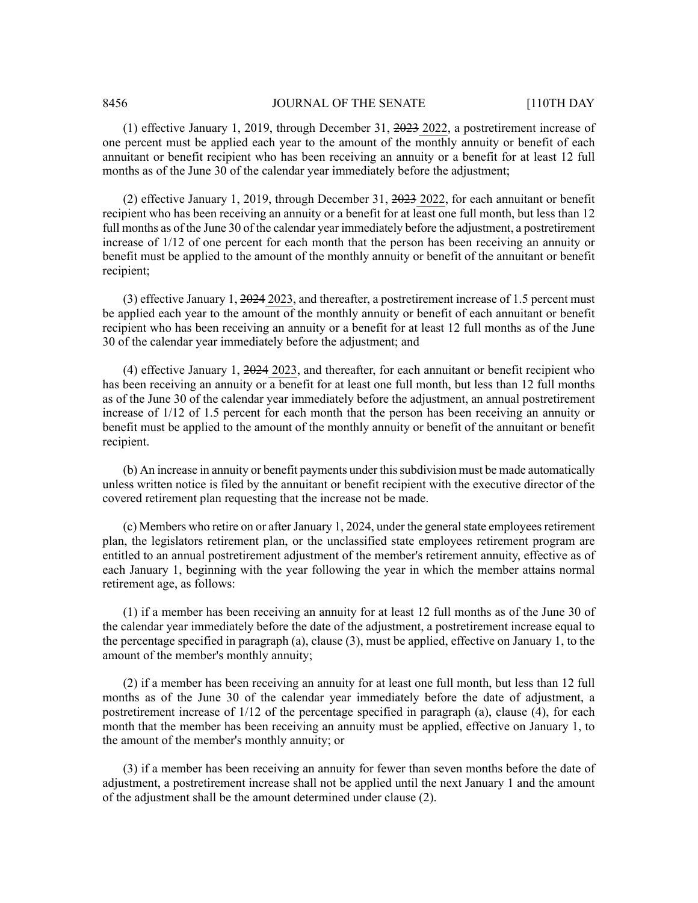(1) effective January 1, 2019, through December 31, ~~2023~~ <u>2022</u>, a postretirement increase of one percent must be applied each year to the amount of the monthly annuity or benefit of each annuitant or benefit recipient who has been receiving an annuity or a benefit for at least 12 full months as of the June 30 of the calendar year immediately before the adjustment;

(2) effective January 1, 2019, through December 31, ~~2023~~ <u>2022</u>, for each annuitant or benefit recipient who has been receiving an annuity or a benefit for at least one full month, but less than 12 full months as of the June 30 of the calendar year immediately before the adjustment, a postretirement increase of 1/12 of one percent for each month that the person has been receiving an annuity or benefit must be applied to the amount of the monthly annuity or benefit of the annuitant or benefit recipient;

(3) effective January 1, ~~2024~~ <u>2023</u>, and thereafter, a postretirement increase of 1.5 percent must be applied each year to the amount of the monthly annuity or benefit of each annuitant or benefit recipient who has been receiving an annuity or a benefit for at least 12 full months as of the June 30 of the calendar year immediately before the adjustment; and

(4) effective January 1, ~~2024~~ <u>2023</u>, and thereafter, for each annuitant or benefit recipient who has been receiving an annuity or a benefit for at least one full month, but less than 12 full months as of the June 30 of the calendar year immediately before the adjustment, an annual postretirement increase of 1/12 of 1.5 percent for each month that the person has been receiving an annuity or benefit must be applied to the amount of the monthly annuity or benefit of the annuitant or benefit recipient.

(b) An increase in annuity or benefit payments under this subdivision must be made automatically unless written notice is filed by the annuitant or benefit recipient with the executive director of the covered retirement plan requesting that the increase not be made.

(c) Members who retire on or after January 1, 2024, under the general state employees retirement plan, the legislators retirement plan, or the unclassified state employees retirement program are entitled to an annual postretirement adjustment of the member's retirement annuity, effective as of each January 1, beginning with the year following the year in which the member attains normal retirement age, as follows:

(1) if a member has been receiving an annuity for at least 12 full months as of the June 30 of the calendar year immediately before the date of the adjustment, a postretirement increase equal to the percentage specified in paragraph (a), clause (3), must be applied, effective on January 1, to the amount of the member's monthly annuity;

(2) if a member has been receiving an annuity for at least one full month, but less than 12 full months as of the June 30 of the calendar year immediately before the date of adjustment, a postretirement increase of 1/12 of the percentage specified in paragraph (a), clause (4), for each month that the member has been receiving an annuity must be applied, effective on January 1, to the amount of the member's monthly annuity; or

(3) if a member has been receiving an annuity for fewer than seven months before the date of adjustment, a postretirement increase shall not be applied until the next January 1 and the amount of the adjustment shall be the amount determined under clause (2).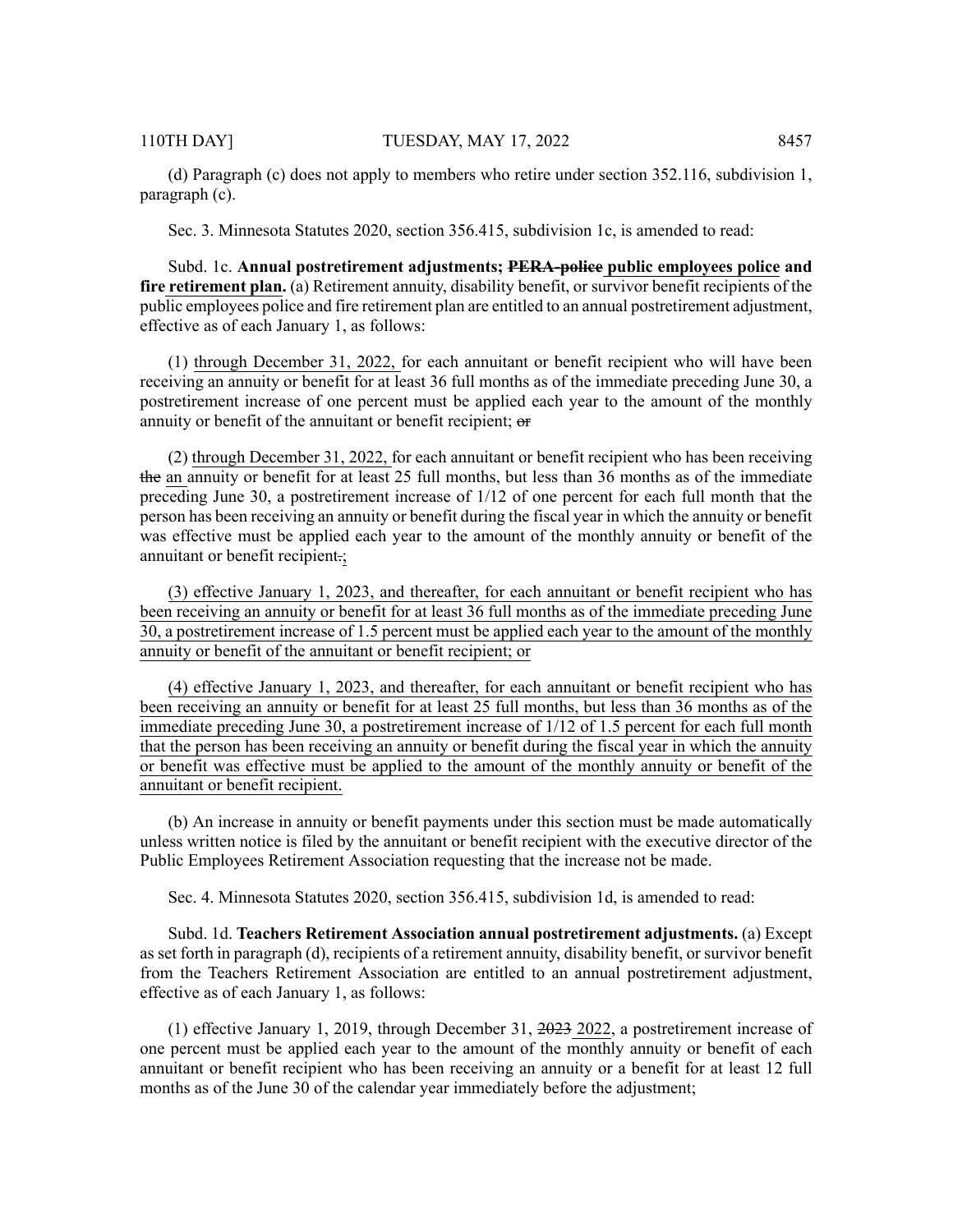(d) Paragraph (c) does not apply to members who retire under section 352.116, subdivision 1, paragraph (c).

Sec. 3. Minnesota Statutes 2020, section 356.415, subdivision 1c, is amended to read:

Subd. 1c. **Annual postretirement adjustments; ~~PERA-police~~ public employees police and fire retirement plan.** (a) Retirement annuity, disability benefit, or survivor benefit recipients of the public employees police and fire retirement plan are entitled to an annual postretirement adjustment, effective as of each January 1, as follows:

(1) through December 31, 2022, for each annuitant or benefit recipient who will have been receiving an annuity or benefit for at least 36 full months as of the immediate preceding June 30, a postretirement increase of one percent must be applied each year to the amount of the monthly annuity or benefit of the annuitant or benefit recipient; ~~or~~

(2) through December 31, 2022, for each annuitant or benefit recipient who has been receiving ~~the~~ an annuity or benefit for at least 25 full months, but less than 36 months as of the immediate preceding June 30, a postretirement increase of 1/12 of one percent for each full month that the person has been receiving an annuity or benefit during the fiscal year in which the annuity or benefit was effective must be applied each year to the amount of the monthly annuity or benefit of the annuitant or benefit recipient~~.~~;

(3) effective January 1, 2023, and thereafter, for each annuitant or benefit recipient who has been receiving an annuity or benefit for at least 36 full months as of the immediate preceding June 30, a postretirement increase of 1.5 percent must be applied each year to the amount of the monthly annuity or benefit of the annuitant or benefit recipient; or

(4) effective January 1, 2023, and thereafter, for each annuitant or benefit recipient who has been receiving an annuity or benefit for at least 25 full months, but less than 36 months as of the immediate preceding June 30, a postretirement increase of 1/12 of 1.5 percent for each full month that the person has been receiving an annuity or benefit during the fiscal year in which the annuity or benefit was effective must be applied to the amount of the monthly annuity or benefit of the annuitant or benefit recipient.

(b) An increase in annuity or benefit payments under this section must be made automatically unless written notice is filed by the annuitant or benefit recipient with the executive director of the Public Employees Retirement Association requesting that the increase not be made.

Sec. 4. Minnesota Statutes 2020, section 356.415, subdivision 1d, is amended to read:

Subd. 1d. **Teachers Retirement Association annual postretirement adjustments.** (a) Except as set forth in paragraph (d), recipients of a retirement annuity, disability benefit, or survivor benefit from the Teachers Retirement Association are entitled to an annual postretirement adjustment, effective as of each January 1, as follows:

(1) effective January 1, 2019, through December 31, ~~2023~~ 2022, a postretirement increase of one percent must be applied each year to the amount of the monthly annuity or benefit of each annuitant or benefit recipient who has been receiving an annuity or a benefit for at least 12 full months as of the June 30 of the calendar year immediately before the adjustment;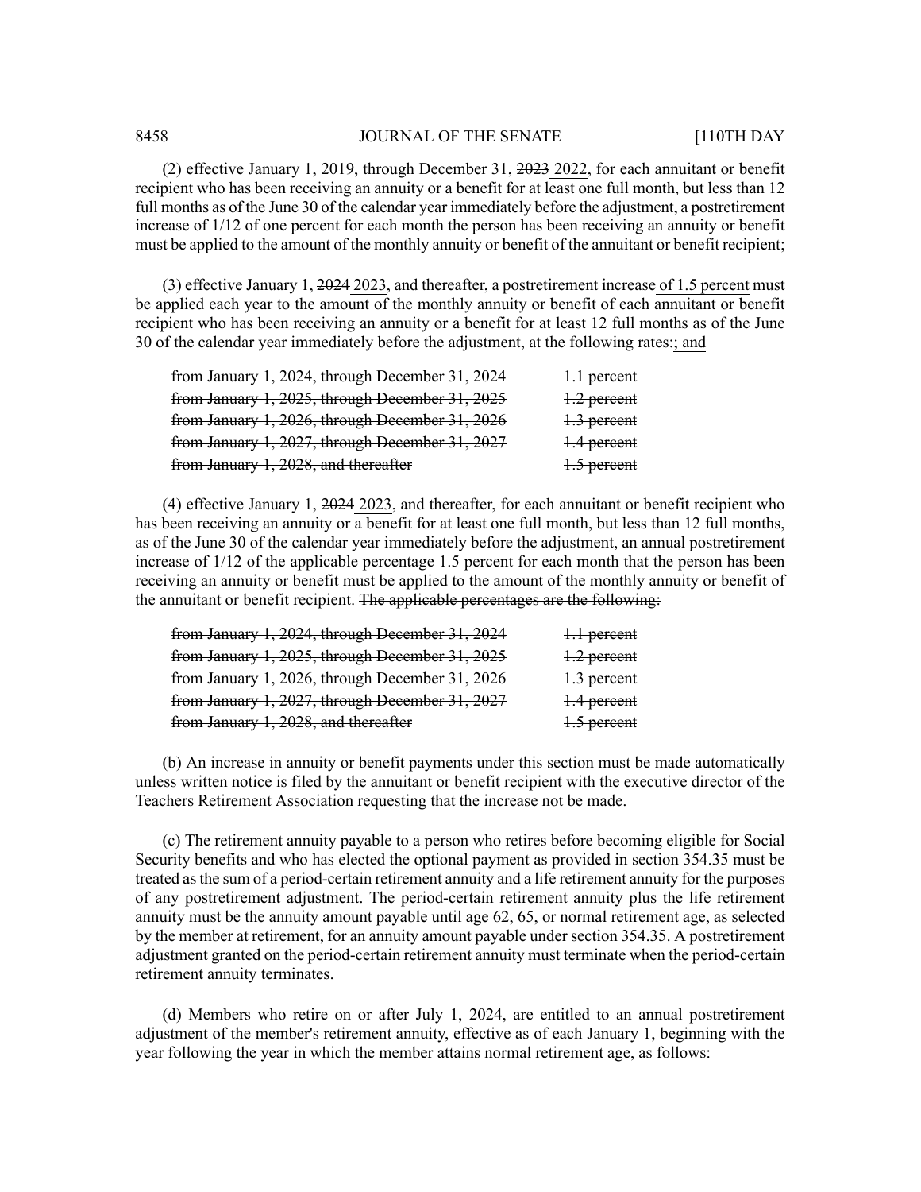(2) effective January 1, 2019, through December 31, ~~2023~~ <u>2022</u>, for each annuitant or benefit recipient who has been receiving an annuity or a benefit for at least one full month, but less than 12 full months as of the June 30 of the calendar year immediately before the adjustment, a postretirement increase of 1/12 of one percent for each month the person has been receiving an annuity or benefit must be applied to the amount of the monthly annuity or benefit of the annuitant or benefit recipient;

(3) effective January 1, ~~2024~~ <u>2023</u>, and thereafter, a postretirement increase <u>of 1.5 percent</u> must be applied each year to the amount of the monthly annuity or benefit of each annuitant or benefit recipient who has been receiving an annuity or a benefit for at least 12 full months as of the June 30 of the calendar year immediately before the adjustment~~, at the following rates:~~<u>; and</u>

| | |
|---|---|
| ~~from January 1, 2024, through December 31, 2024~~ | ~~1.1 percent~~ |
| ~~from January 1, 2025, through December 31, 2025~~ | ~~1.2 percent~~ |
| ~~from January 1, 2026, through December 31, 2026~~ | ~~1.3 percent~~ |
| ~~from January 1, 2027, through December 31, 2027~~ | ~~1.4 percent~~ |
| ~~from January 1, 2028, and thereafter~~ | ~~1.5 percent~~ |

(4) effective January 1, ~~2024~~ <u>2023</u>, and thereafter, for each annuitant or benefit recipient who has been receiving an annuity or a benefit for at least one full month, but less than 12 full months, as of the June 30 of the calendar year immediately before the adjustment, an annual postretirement increase of 1/12 of ~~the applicable percentage~~ <u>1.5 percent</u> for each month that the person has been receiving an annuity or benefit must be applied to the amount of the monthly annuity or benefit of the annuitant or benefit recipient. ~~The applicable percentages are the following:~~

| | |
|---|---|
| ~~from January 1, 2024, through December 31, 2024~~ | ~~1.1 percent~~ |
| ~~from January 1, 2025, through December 31, 2025~~ | ~~1.2 percent~~ |
| ~~from January 1, 2026, through December 31, 2026~~ | ~~1.3 percent~~ |
| ~~from January 1, 2027, through December 31, 2027~~ | ~~1.4 percent~~ |
| ~~from January 1, 2028, and thereafter~~ | ~~1.5 percent~~ |

(b) An increase in annuity or benefit payments under this section must be made automatically unless written notice is filed by the annuitant or benefit recipient with the executive director of the Teachers Retirement Association requesting that the increase not be made.

(c) The retirement annuity payable to a person who retires before becoming eligible for Social Security benefits and who has elected the optional payment as provided in section 354.35 must be treated as the sum of a period-certain retirement annuity and a life retirement annuity for the purposes of any postretirement adjustment. The period-certain retirement annuity plus the life retirement annuity must be the annuity amount payable until age 62, 65, or normal retirement age, as selected by the member at retirement, for an annuity amount payable under section 354.35. A postretirement adjustment granted on the period-certain retirement annuity must terminate when the period-certain retirement annuity terminates.

(d) Members who retire on or after July 1, 2024, are entitled to an annual postretirement adjustment of the member's retirement annuity, effective as of each January 1, beginning with the year following the year in which the member attains normal retirement age, as follows: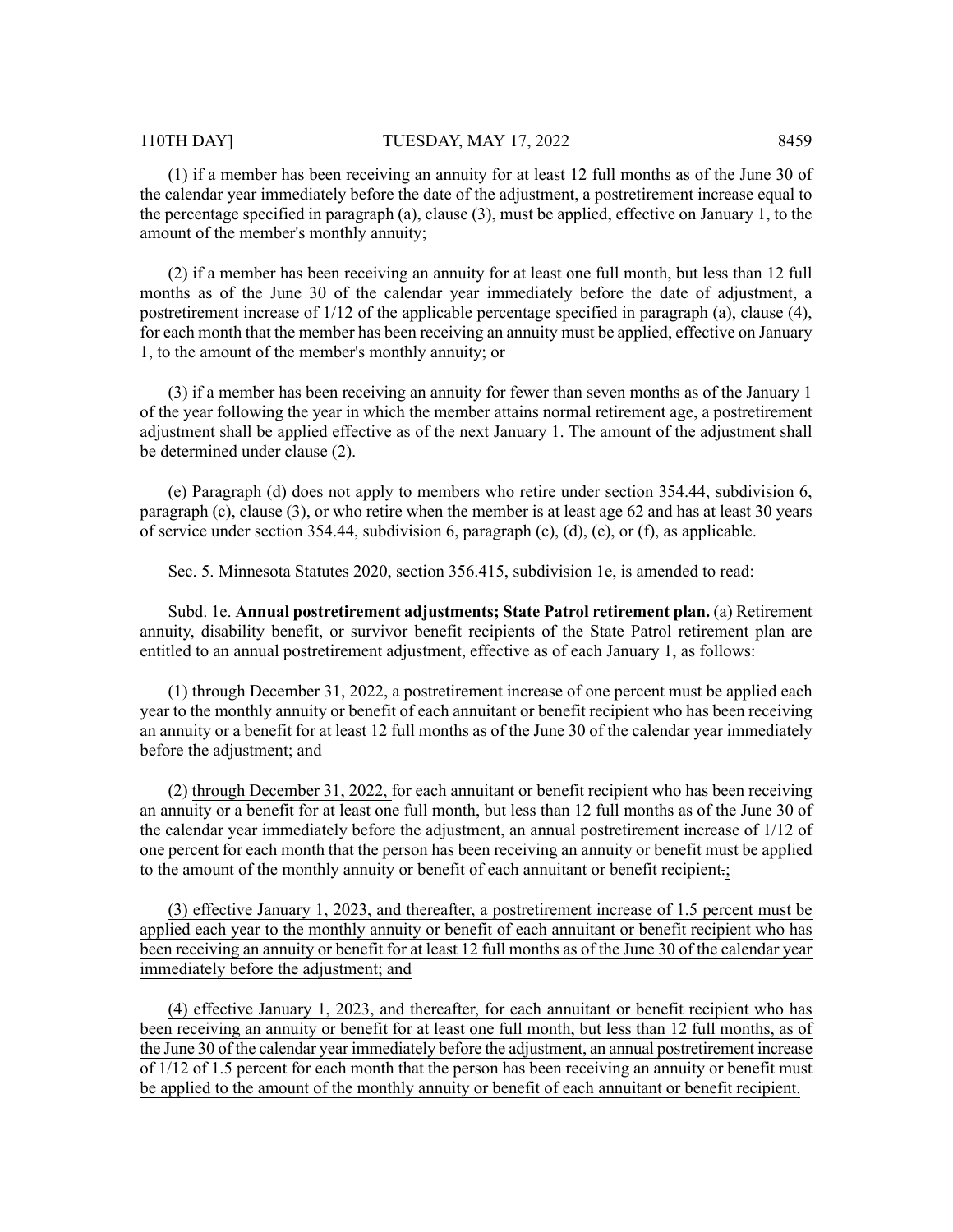(1) if a member has been receiving an annuity for at least 12 full months as of the June 30 of the calendar year immediately before the date of the adjustment, a postretirement increase equal to the percentage specified in paragraph (a), clause (3), must be applied, effective on January 1, to the amount of the member's monthly annuity;

(2) if a member has been receiving an annuity for at least one full month, but less than 12 full months as of the June 30 of the calendar year immediately before the date of adjustment, a postretirement increase of 1/12 of the applicable percentage specified in paragraph (a), clause (4), for each month that the member has been receiving an annuity must be applied, effective on January 1, to the amount of the member's monthly annuity; or

(3) if a member has been receiving an annuity for fewer than seven months as of the January 1 of the year following the year in which the member attains normal retirement age, a postretirement adjustment shall be applied effective as of the next January 1. The amount of the adjustment shall be determined under clause (2).

(e) Paragraph (d) does not apply to members who retire under section 354.44, subdivision 6, paragraph (c), clause (3), or who retire when the member is at least age 62 and has at least 30 years of service under section 354.44, subdivision 6, paragraph (c), (d), (e), or (f), as applicable.

Sec. 5. Minnesota Statutes 2020, section 356.415, subdivision 1e, is amended to read:

Subd. 1e. **Annual postretirement adjustments; State Patrol retirement plan.** (a) Retirement annuity, disability benefit, or survivor benefit recipients of the State Patrol retirement plan are entitled to an annual postretirement adjustment, effective as of each January 1, as follows:

(1) through December 31, 2022, a postretirement increase of one percent must be applied each year to the monthly annuity or benefit of each annuitant or benefit recipient who has been receiving an annuity or a benefit for at least 12 full months as of the June 30 of the calendar year immediately before the adjustment; ~~and~~

(2) through December 31, 2022, for each annuitant or benefit recipient who has been receiving an annuity or a benefit for at least one full month, but less than 12 full months as of the June 30 of the calendar year immediately before the adjustment, an annual postretirement increase of 1/12 of one percent for each month that the person has been receiving an annuity or benefit must be applied to the amount of the monthly annuity or benefit of each annuitant or benefit recipient~~.~~;

(3) effective January 1, 2023, and thereafter, a postretirement increase of 1.5 percent must be applied each year to the monthly annuity or benefit of each annuitant or benefit recipient who has been receiving an annuity or benefit for at least 12 full months as of the June 30 of the calendar year immediately before the adjustment; and

(4) effective January 1, 2023, and thereafter, for each annuitant or benefit recipient who has been receiving an annuity or benefit for at least one full month, but less than 12 full months, as of the June 30 of the calendar year immediately before the adjustment, an annual postretirement increase of 1/12 of 1.5 percent for each month that the person has been receiving an annuity or benefit must be applied to the amount of the monthly annuity or benefit of each annuitant or benefit recipient.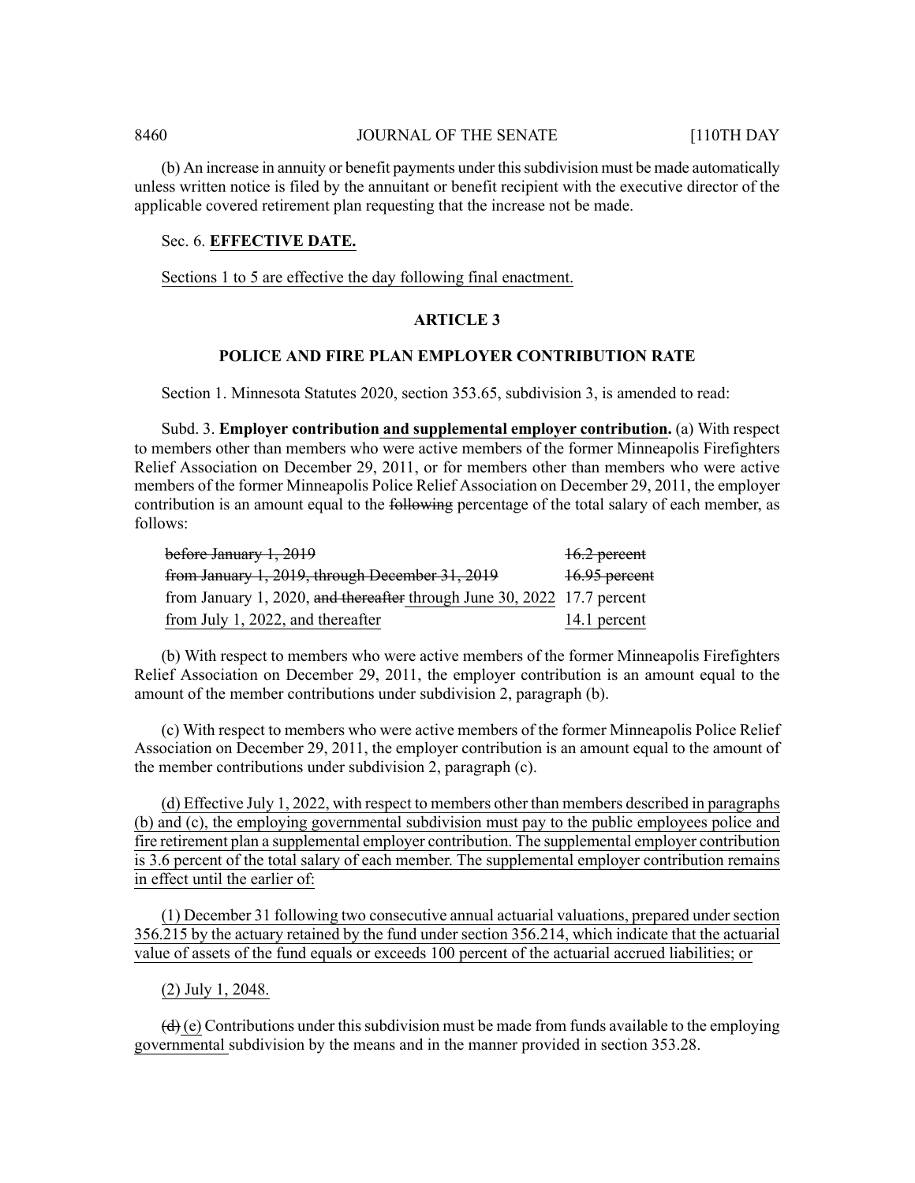(b) An increase in annuity or benefit payments under this subdivision must be made automatically unless written notice is filed by the annuitant or benefit recipient with the executive director of the applicable covered retirement plan requesting that the increase not be made.

Sec. 6. **EFFECTIVE DATE.**

Sections 1 to 5 are effective the day following final enactment.

### ARTICLE 3

### POLICE AND FIRE PLAN EMPLOYER CONTRIBUTION RATE

Section 1. Minnesota Statutes 2020, section 353.65, subdivision 3, is amended to read:

Subd. 3. **Employer contribution and supplemental employer contribution.** (a) With respect to members other than members who were active members of the former Minneapolis Firefighters Relief Association on December 29, 2011, or for members other than members who were active members of the former Minneapolis Police Relief Association on December 29, 2011, the employer contribution is an amount equal to the ~~following~~ percentage of the total salary of each member, as follows:

| | |
|---|---|
| ~~before January 1, 2019~~ | ~~16.2 percent~~ |
| ~~from January 1, 2019, through December 31, 2019~~ | ~~16.95 percent~~ |
| from January 1, 2020, ~~and thereafter~~ through June 30, 2022 | 17.7 percent |
| from July 1, 2022, and thereafter | 14.1 percent |

(b) With respect to members who were active members of the former Minneapolis Firefighters Relief Association on December 29, 2011, the employer contribution is an amount equal to the amount of the member contributions under subdivision 2, paragraph (b).

(c) With respect to members who were active members of the former Minneapolis Police Relief Association on December 29, 2011, the employer contribution is an amount equal to the amount of the member contributions under subdivision 2, paragraph (c).

(d) Effective July 1, 2022, with respect to members other than members described in paragraphs (b) and (c), the employing governmental subdivision must pay to the public employees police and fire retirement plan a supplemental employer contribution. The supplemental employer contribution is 3.6 percent of the total salary of each member. The supplemental employer contribution remains in effect until the earlier of:

(1) December 31 following two consecutive annual actuarial valuations, prepared under section 356.215 by the actuary retained by the fund under section 356.214, which indicate that the actuarial value of assets of the fund equals or exceeds 100 percent of the actuarial accrued liabilities; or

(2) July 1, 2048.

~~(d)~~ (e) Contributions under this subdivision must be made from funds available to the employing governmental subdivision by the means and in the manner provided in section 353.28.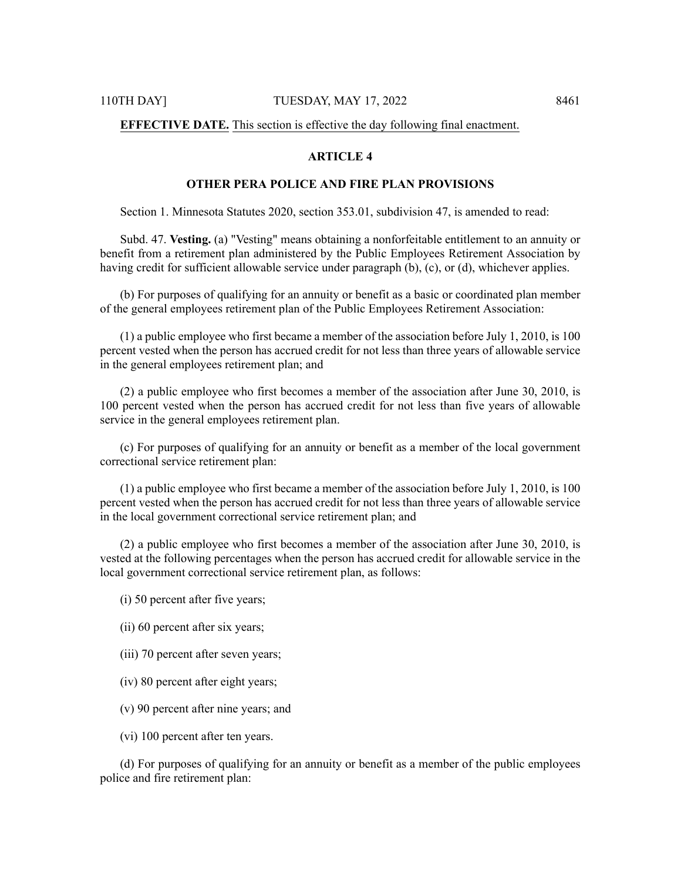**EFFECTIVE DATE.** This section is effective the day following final enactment.

## ARTICLE 4

## OTHER PERA POLICE AND FIRE PLAN PROVISIONS

Section 1. Minnesota Statutes 2020, section 353.01, subdivision 47, is amended to read:

Subd. 47. **Vesting.** (a) "Vesting" means obtaining a nonforfeitable entitlement to an annuity or benefit from a retirement plan administered by the Public Employees Retirement Association by having credit for sufficient allowable service under paragraph (b), (c), or (d), whichever applies.

(b) For purposes of qualifying for an annuity or benefit as a basic or coordinated plan member of the general employees retirement plan of the Public Employees Retirement Association:

(1) a public employee who first became a member of the association before July 1, 2010, is 100 percent vested when the person has accrued credit for not less than three years of allowable service in the general employees retirement plan; and

(2) a public employee who first becomes a member of the association after June 30, 2010, is 100 percent vested when the person has accrued credit for not less than five years of allowable service in the general employees retirement plan.

(c) For purposes of qualifying for an annuity or benefit as a member of the local government correctional service retirement plan:

(1) a public employee who first became a member of the association before July 1, 2010, is 100 percent vested when the person has accrued credit for not less than three years of allowable service in the local government correctional service retirement plan; and

(2) a public employee who first becomes a member of the association after June 30, 2010, is vested at the following percentages when the person has accrued credit for allowable service in the local government correctional service retirement plan, as follows:

(i) 50 percent after five years;

(ii) 60 percent after six years;

(iii) 70 percent after seven years;

(iv) 80 percent after eight years;

(v) 90 percent after nine years; and

(vi) 100 percent after ten years.

(d) For purposes of qualifying for an annuity or benefit as a member of the public employees police and fire retirement plan: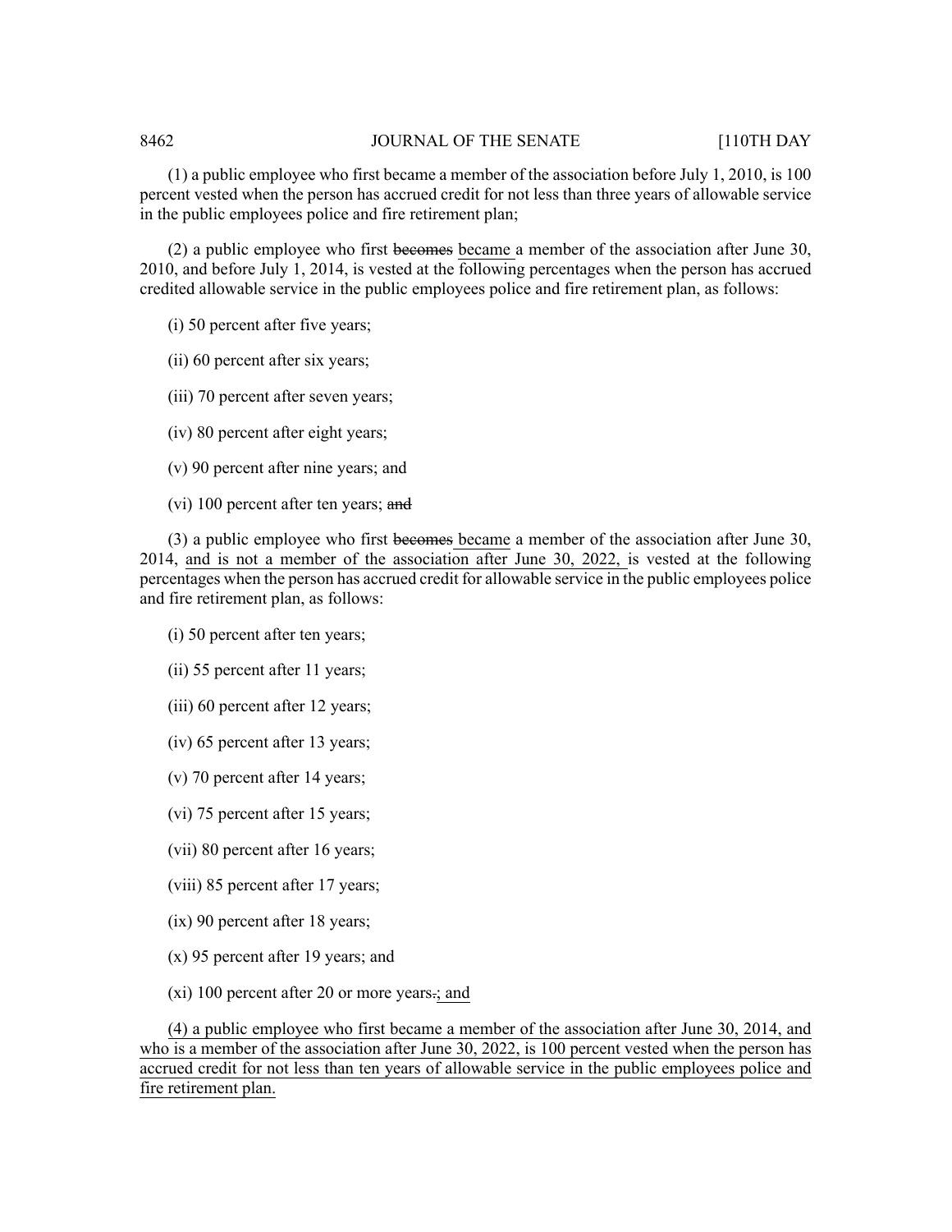(1) a public employee who first became a member of the association before July 1, 2010, is 100 percent vested when the person has accrued credit for not less than three years of allowable service in the public employees police and fire retirement plan;

(2) a public employee who first ~~becomes~~ <u>became</u> a member of the association after June 30, 2010, and before July 1, 2014, is vested at the following percentages when the person has accrued credited allowable service in the public employees police and fire retirement plan, as follows:

(i) 50 percent after five years;

(ii) 60 percent after six years;

(iii) 70 percent after seven years;

(iv) 80 percent after eight years;

(v) 90 percent after nine years; and

(vi) 100 percent after ten years; ~~and~~

(3) a public employee who first ~~becomes~~ <u>became</u> a member of the association after June 30, 2014, <u>and is not a member of the association after June 30, 2022,</u> is vested at the following percentages when the person has accrued credit for allowable service in the public employees police and fire retirement plan, as follows:

(i) 50 percent after ten years;

(ii) 55 percent after 11 years;

(iii) 60 percent after 12 years;

(iv) 65 percent after 13 years;

(v) 70 percent after 14 years;

(vi) 75 percent after 15 years;

(vii) 80 percent after 16 years;

(viii) 85 percent after 17 years;

(ix) 90 percent after 18 years;

(x) 95 percent after 19 years; and

(xi) 100 percent after 20 or more years~~.~~<u>; and</u>

<u>(4) a public employee who first became a member of the association after June 30, 2014, and who is a member of the association after June 30, 2022, is 100 percent vested when the person has accrued credit for not less than ten years of allowable service in the public employees police and fire retirement plan.</u>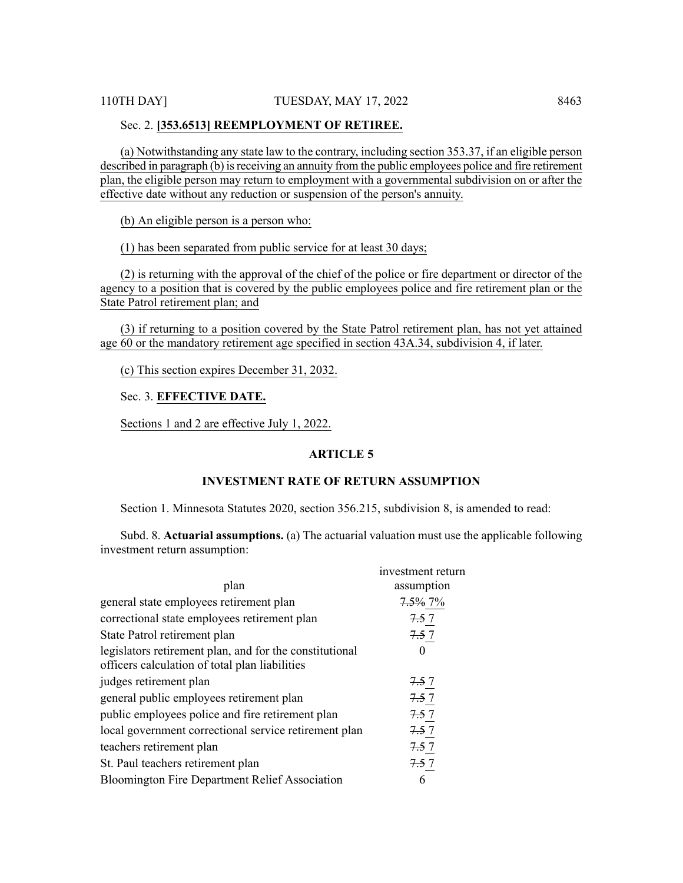Sec. 2. **[353.6513] REEMPLOYMENT OF RETIREE.**

(a) Notwithstanding any state law to the contrary, including section 353.37, if an eligible person described in paragraph (b) is receiving an annuity from the public employees police and fire retirement plan, the eligible person may return to employment with a governmental subdivision on or after the effective date without any reduction or suspension of the person's annuity.

(b) An eligible person is a person who:

(1) has been separated from public service for at least 30 days;

(2) is returning with the approval of the chief of the police or fire department or director of the agency to a position that is covered by the public employees police and fire retirement plan or the State Patrol retirement plan; and

(3) if returning to a position covered by the State Patrol retirement plan, has not yet attained age 60 or the mandatory retirement age specified in section 43A.34, subdivision 4, if later.

(c) This section expires December 31, 2032.

Sec. 3. **EFFECTIVE DATE.**

Sections 1 and 2 are effective July 1, 2022.

## ARTICLE 5

## INVESTMENT RATE OF RETURN ASSUMPTION

Section 1. Minnesota Statutes 2020, section 356.215, subdivision 8, is amended to read:

Subd. 8. **Actuarial assumptions.** (a) The actuarial valuation must use the applicable following investment return assumption:

| plan | investment return assumption |
|---|---|
| general state employees retirement plan | ~~7.5%~~ 7% |
| correctional state employees retirement plan | ~~7.5~~ 7 |
| State Patrol retirement plan | ~~7.5~~ 7 |
| legislators retirement plan, and for the constitutional officers calculation of total plan liabilities | 0 |
| judges retirement plan | ~~7.5~~ 7 |
| general public employees retirement plan | ~~7.5~~ 7 |
| public employees police and fire retirement plan | ~~7.5~~ 7 |
| local government correctional service retirement plan | ~~7.5~~ 7 |
| teachers retirement plan | ~~7.5~~ 7 |
| St. Paul teachers retirement plan | ~~7.5~~ 7 |
| Bloomington Fire Department Relief Association | 6 |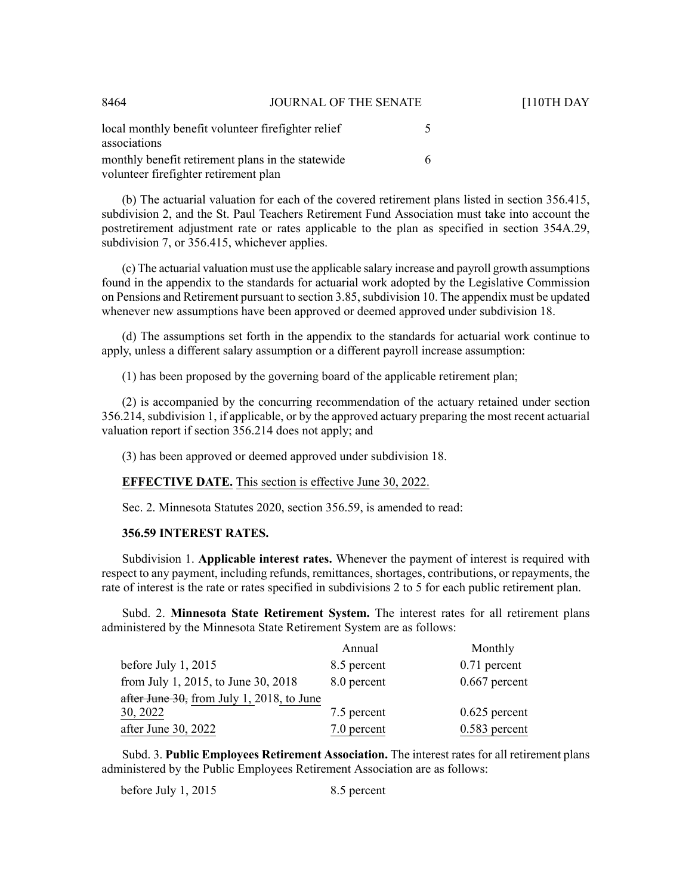| | |
|---|---|
| local monthly benefit volunteer firefighter relief associations | 5 |
| monthly benefit retirement plans in the statewide volunteer firefighter retirement plan | 6 |

(b) The actuarial valuation for each of the covered retirement plans listed in section 356.415, subdivision 2, and the St. Paul Teachers Retirement Fund Association must take into account the postretirement adjustment rate or rates applicable to the plan as specified in section 354A.29, subdivision 7, or 356.415, whichever applies.

(c) The actuarial valuation must use the applicable salary increase and payroll growth assumptions found in the appendix to the standards for actuarial work adopted by the Legislative Commission on Pensions and Retirement pursuant to section 3.85, subdivision 10. The appendix must be updated whenever new assumptions have been approved or deemed approved under subdivision 18.

(d) The assumptions set forth in the appendix to the standards for actuarial work continue to apply, unless a different salary assumption or a different payroll increase assumption:

(1) has been proposed by the governing board of the applicable retirement plan;

(2) is accompanied by the concurring recommendation of the actuary retained under section 356.214, subdivision 1, if applicable, or by the approved actuary preparing the most recent actuarial valuation report if section 356.214 does not apply; and

(3) has been approved or deemed approved under subdivision 18.

**EFFECTIVE DATE.** This section is effective June 30, 2022.

Sec. 2. Minnesota Statutes 2020, section 356.59, is amended to read:

**356.59 INTEREST RATES.**

Subdivision 1. **Applicable interest rates.** Whenever the payment of interest is required with respect to any payment, including refunds, remittances, shortages, contributions, or repayments, the rate of interest is the rate or rates specified in subdivisions 2 to 5 for each public retirement plan.

Subd. 2. **Minnesota State Retirement System.** The interest rates for all retirement plans administered by the Minnesota State Retirement System are as follows:

| | Annual | Monthly |
|---|---|---|
| before July 1, 2015 | 8.5 percent | 0.71 percent |
| from July 1, 2015, to June 30, 2018 | 8.0 percent | 0.667 percent |
| ~~after June 30,~~ from July 1, 2018, to June 30, 2022 | 7.5 percent | 0.625 percent |
| after June 30, 2022 | 7.0 percent | 0.583 percent |

Subd. 3. **Public Employees Retirement Association.** The interest rates for all retirement plans administered by the Public Employees Retirement Association are as follows:

| | |
|---|---|
| before July 1, 2015 | 8.5 percent |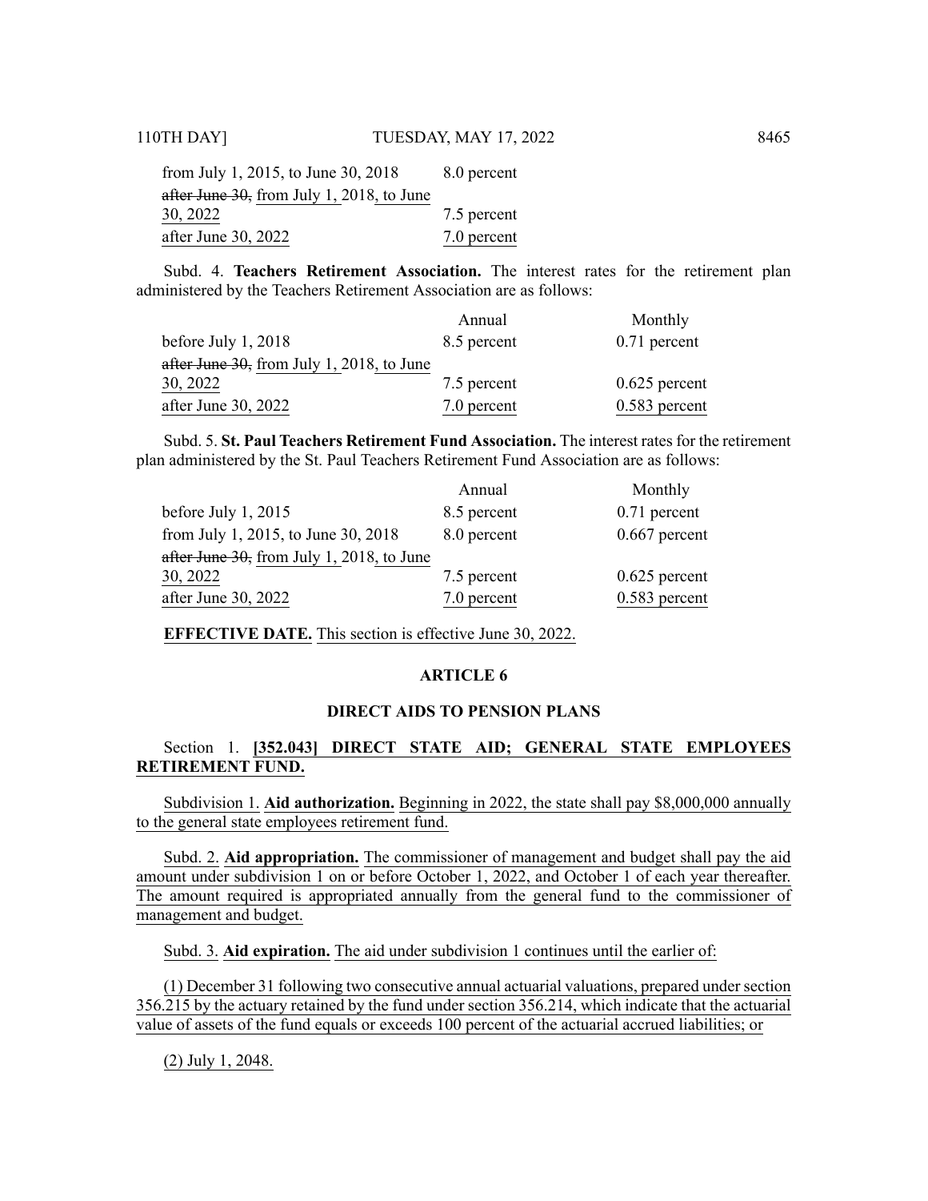| | |
|---|---|
| from July 1, 2015, to June 30, 2018 | 8.0 percent |
| ~~after June 30,~~ from July 1, 2018, to June 30, 2022 | 7.5 percent |
| after June 30, 2022 | 7.0 percent |

Subd. 4. **Teachers Retirement Association.** The interest rates for the retirement plan administered by the Teachers Retirement Association are as follows:

| | Annual | Monthly |
|---|---|---|
| before July 1, 2018 | 8.5 percent | 0.71 percent |
| ~~after June 30,~~ from July 1, 2018, to June 30, 2022 | 7.5 percent | 0.625 percent |
| after June 30, 2022 | 7.0 percent | 0.583 percent |

Subd. 5. **St. Paul Teachers Retirement Fund Association.** The interest rates for the retirement plan administered by the St. Paul Teachers Retirement Fund Association are as follows:

| | Annual | Monthly |
|---|---|---|
| before July 1, 2015 | 8.5 percent | 0.71 percent |
| from July 1, 2015, to June 30, 2018 | 8.0 percent | 0.667 percent |
| ~~after June 30,~~ from July 1, 2018, to June 30, 2022 | 7.5 percent | 0.625 percent |
| after June 30, 2022 | 7.0 percent | 0.583 percent |

**EFFECTIVE DATE.** This section is effective June 30, 2022.

## ARTICLE 6

## DIRECT AIDS TO PENSION PLANS

Section 1. **[352.043] DIRECT STATE AID; GENERAL STATE EMPLOYEES RETIREMENT FUND.**

Subdivision 1. **Aid authorization.** Beginning in 2022, the state shall pay $8,000,000 annually to the general state employees retirement fund.

Subd. 2. **Aid appropriation.** The commissioner of management and budget shall pay the aid amount under subdivision 1 on or before October 1, 2022, and October 1 of each year thereafter. The amount required is appropriated annually from the general fund to the commissioner of management and budget.

Subd. 3. **Aid expiration.** The aid under subdivision 1 continues until the earlier of:

(1) December 31 following two consecutive annual actuarial valuations, prepared under section 356.215 by the actuary retained by the fund under section 356.214, which indicate that the actuarial value of assets of the fund equals or exceeds 100 percent of the actuarial accrued liabilities; or

(2) July 1, 2048.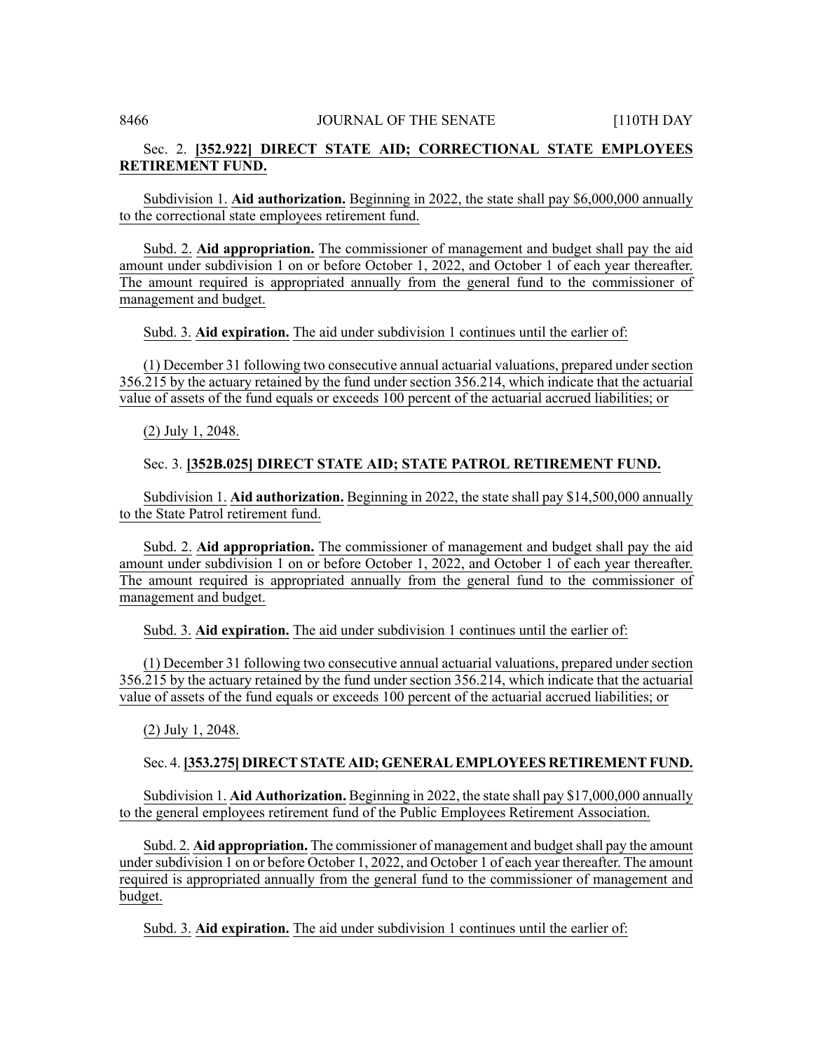Sec. 2. **[352.922] DIRECT STATE AID; CORRECTIONAL STATE EMPLOYEES RETIREMENT FUND.**

Subdivision 1. **Aid authorization.** Beginning in 2022, the state shall pay $6,000,000 annually to the correctional state employees retirement fund.

Subd. 2. **Aid appropriation.** The commissioner of management and budget shall pay the aid amount under subdivision 1 on or before October 1, 2022, and October 1 of each year thereafter. The amount required is appropriated annually from the general fund to the commissioner of management and budget.

Subd. 3. **Aid expiration.** The aid under subdivision 1 continues until the earlier of:

(1) December 31 following two consecutive annual actuarial valuations, prepared under section 356.215 by the actuary retained by the fund under section 356.214, which indicate that the actuarial value of assets of the fund equals or exceeds 100 percent of the actuarial accrued liabilities; or

(2) July 1, 2048.

Sec. 3. **[352B.025] DIRECT STATE AID; STATE PATROL RETIREMENT FUND.**

Subdivision 1. **Aid authorization.** Beginning in 2022, the state shall pay $14,500,000 annually to the State Patrol retirement fund.

Subd. 2. **Aid appropriation.** The commissioner of management and budget shall pay the aid amount under subdivision 1 on or before October 1, 2022, and October 1 of each year thereafter. The amount required is appropriated annually from the general fund to the commissioner of management and budget.

Subd. 3. **Aid expiration.** The aid under subdivision 1 continues until the earlier of:

(1) December 31 following two consecutive annual actuarial valuations, prepared under section 356.215 by the actuary retained by the fund under section 356.214, which indicate that the actuarial value of assets of the fund equals or exceeds 100 percent of the actuarial accrued liabilities; or

(2) July 1, 2048.

Sec. 4. **[353.275] DIRECT STATE AID; GENERAL EMPLOYEES RETIREMENT FUND.**

Subdivision 1. **Aid Authorization.** Beginning in 2022, the state shall pay $17,000,000 annually to the general employees retirement fund of the Public Employees Retirement Association.

Subd. 2. **Aid appropriation.** The commissioner of management and budget shall pay the amount under subdivision 1 on or before October 1, 2022, and October 1 of each year thereafter. The amount required is appropriated annually from the general fund to the commissioner of management and budget.

Subd. 3. **Aid expiration.** The aid under subdivision 1 continues until the earlier of: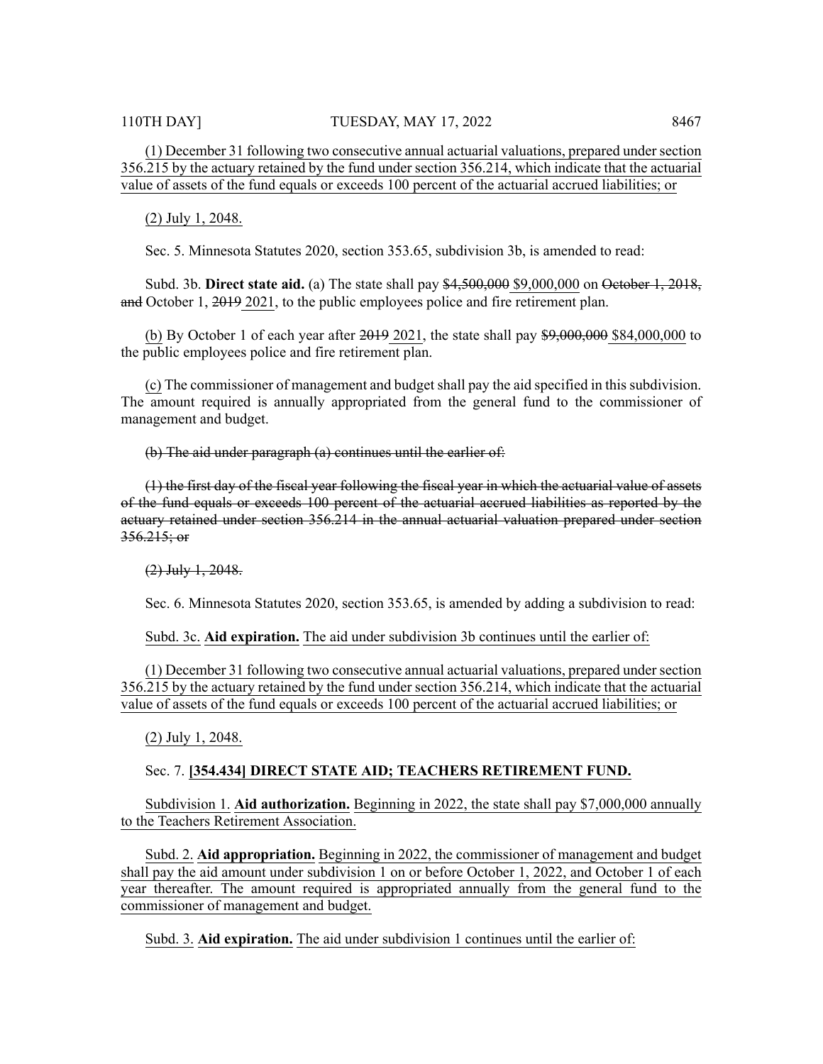(1) December 31 following two consecutive annual actuarial valuations, prepared under section 356.215 by the actuary retained by the fund under section 356.214, which indicate that the actuarial value of assets of the fund equals or exceeds 100 percent of the actuarial accrued liabilities; or

(2) July 1, 2048.

Sec. 5. Minnesota Statutes 2020, section 353.65, subdivision 3b, is amended to read:

Subd. 3b. **Direct state aid.** (a) The state shall pay ~~$4,500,000~~ $9,000,000 on ~~October 1, 2018, and~~ October 1, ~~2019~~ 2021, to the public employees police and fire retirement plan.

(b) By October 1 of each year after ~~2019~~ 2021, the state shall pay ~~$9,000,000~~ $84,000,000 to the public employees police and fire retirement plan.

(c) The commissioner of management and budget shall pay the aid specified in this subdivision. The amount required is annually appropriated from the general fund to the commissioner of management and budget.

~~(b) The aid under paragraph (a) continues until the earlier of:~~

~~(1) the first day of the fiscal year following the fiscal year in which the actuarial value of assets of the fund equals or exceeds 100 percent of the actuarial accrued liabilities as reported by the actuary retained under section 356.214 in the annual actuarial valuation prepared under section 356.215; or~~

~~(2) July 1, 2048.~~

Sec. 6. Minnesota Statutes 2020, section 353.65, is amended by adding a subdivision to read:

Subd. 3c. **Aid expiration.** The aid under subdivision 3b continues until the earlier of:

(1) December 31 following two consecutive annual actuarial valuations, prepared under section 356.215 by the actuary retained by the fund under section 356.214, which indicate that the actuarial value of assets of the fund equals or exceeds 100 percent of the actuarial accrued liabilities; or

(2) July 1, 2048.

Sec. 7. **[354.434] DIRECT STATE AID; TEACHERS RETIREMENT FUND.**

Subdivision 1. **Aid authorization.** Beginning in 2022, the state shall pay $7,000,000 annually to the Teachers Retirement Association.

Subd. 2. **Aid appropriation.** Beginning in 2022, the commissioner of management and budget shall pay the aid amount under subdivision 1 on or before October 1, 2022, and October 1 of each year thereafter. The amount required is appropriated annually from the general fund to the commissioner of management and budget.

Subd. 3. **Aid expiration.** The aid under subdivision 1 continues until the earlier of: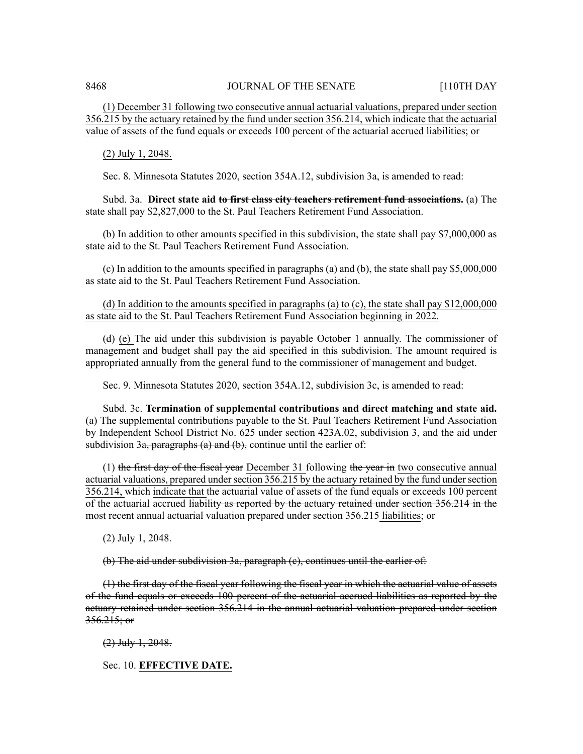(1) December 31 following two consecutive annual actuarial valuations, prepared under section 356.215 by the actuary retained by the fund under section 356.214, which indicate that the actuarial value of assets of the fund equals or exceeds 100 percent of the actuarial accrued liabilities; or

(2) July 1, 2048.

Sec. 8. Minnesota Statutes 2020, section 354A.12, subdivision 3a, is amended to read:

Subd. 3a. **Direct state aid ~~to first class city teachers retirement fund associations~~.** (a) The state shall pay $2,827,000 to the St. Paul Teachers Retirement Fund Association.

(b) In addition to other amounts specified in this subdivision, the state shall pay $7,000,000 as state aid to the St. Paul Teachers Retirement Fund Association.

(c) In addition to the amounts specified in paragraphs (a) and (b), the state shall pay $5,000,000 as state aid to the St. Paul Teachers Retirement Fund Association.

(d) In addition to the amounts specified in paragraphs (a) to (c), the state shall pay $12,000,000 as state aid to the St. Paul Teachers Retirement Fund Association beginning in 2022.

~~(d)~~ (e) The aid under this subdivision is payable October 1 annually. The commissioner of management and budget shall pay the aid specified in this subdivision. The amount required is appropriated annually from the general fund to the commissioner of management and budget.

Sec. 9. Minnesota Statutes 2020, section 354A.12, subdivision 3c, is amended to read:

Subd. 3c. **Termination of supplemental contributions and direct matching and state aid.** ~~(a)~~ The supplemental contributions payable to the St. Paul Teachers Retirement Fund Association by Independent School District No. 625 under section 423A.02, subdivision 3, and the aid under subdivision 3a~~, paragraphs (a) and (b),~~ continue until the earlier of:

(1) ~~the first day of the fiscal year~~ December 31 following ~~the year in~~ two consecutive annual actuarial valuations, prepared under section 356.215 by the actuary retained by the fund under section 356.214, which indicate that the actuarial value of assets of the fund equals or exceeds 100 percent of the actuarial accrued ~~liability as reported by the actuary retained under section 356.214 in the most recent annual actuarial valuation prepared under section 356.215~~ liabilities; or

(2) July 1, 2048.

~~(b) The aid under subdivision 3a, paragraph (c), continues until the earlier of:~~

~~(1) the first day of the fiscal year following the fiscal year in which the actuarial value of assets of the fund equals or exceeds 100 percent of the actuarial accrued liabilities as reported by the actuary retained under section 356.214 in the annual actuarial valuation prepared under section 356.215; or~~

~~(2) July 1, 2048.~~

Sec. 10. **EFFECTIVE DATE.**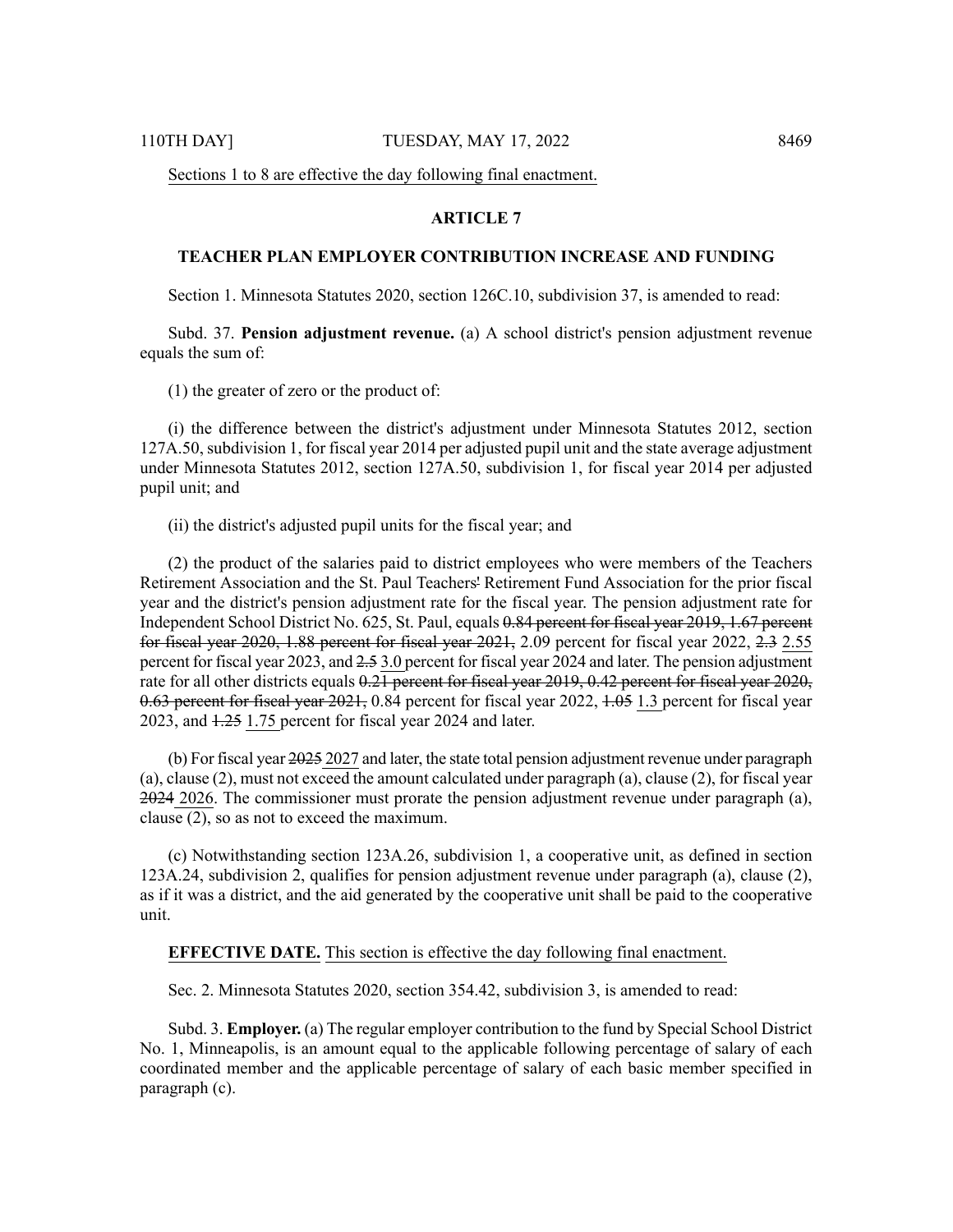Sections 1 to 8 are effective the day following final enactment.

## ARTICLE 7

### TEACHER PLAN EMPLOYER CONTRIBUTION INCREASE AND FUNDING

Section 1. Minnesota Statutes 2020, section 126C.10, subdivision 37, is amended to read:

Subd. 37. **Pension adjustment revenue.** (a) A school district's pension adjustment revenue equals the sum of:

(1) the greater of zero or the product of:

(i) the difference between the district's adjustment under Minnesota Statutes 2012, section 127A.50, subdivision 1, for fiscal year 2014 per adjusted pupil unit and the state average adjustment under Minnesota Statutes 2012, section 127A.50, subdivision 1, for fiscal year 2014 per adjusted pupil unit; and

(ii) the district's adjusted pupil units for the fiscal year; and

(2) the product of the salaries paid to district employees who were members of the Teachers Retirement Association and the St. Paul Teachers' Retirement Fund Association for the prior fiscal year and the district's pension adjustment rate for the fiscal year. The pension adjustment rate for Independent School District No. 625, St. Paul, equals ~~0.84 percent for fiscal year 2019, 1.67 percent for fiscal year 2020, 1.88 percent for fiscal year 2021,~~ 2.09 percent for fiscal year 2022, ~~2.3~~ 2.55 percent for fiscal year 2023, and ~~2.5~~ 3.0 percent for fiscal year 2024 and later. The pension adjustment rate for all other districts equals ~~0.21 percent for fiscal year 2019, 0.42 percent for fiscal year 2020, 0.63 percent for fiscal year 2021,~~ 0.84 percent for fiscal year 2022, ~~1.05~~ 1.3 percent for fiscal year 2023, and ~~1.25~~ 1.75 percent for fiscal year 2024 and later.

(b) For fiscal year ~~2025~~ 2027 and later, the state total pension adjustment revenue under paragraph (a), clause (2), must not exceed the amount calculated under paragraph (a), clause (2), for fiscal year ~~2024~~ 2026. The commissioner must prorate the pension adjustment revenue under paragraph (a), clause (2), so as not to exceed the maximum.

(c) Notwithstanding section 123A.26, subdivision 1, a cooperative unit, as defined in section 123A.24, subdivision 2, qualifies for pension adjustment revenue under paragraph (a), clause (2), as if it was a district, and the aid generated by the cooperative unit shall be paid to the cooperative unit.

**EFFECTIVE DATE.** This section is effective the day following final enactment.

Sec. 2. Minnesota Statutes 2020, section 354.42, subdivision 3, is amended to read:

Subd. 3. **Employer.** (a) The regular employer contribution to the fund by Special School District No. 1, Minneapolis, is an amount equal to the applicable following percentage of salary of each coordinated member and the applicable percentage of salary of each basic member specified in paragraph (c).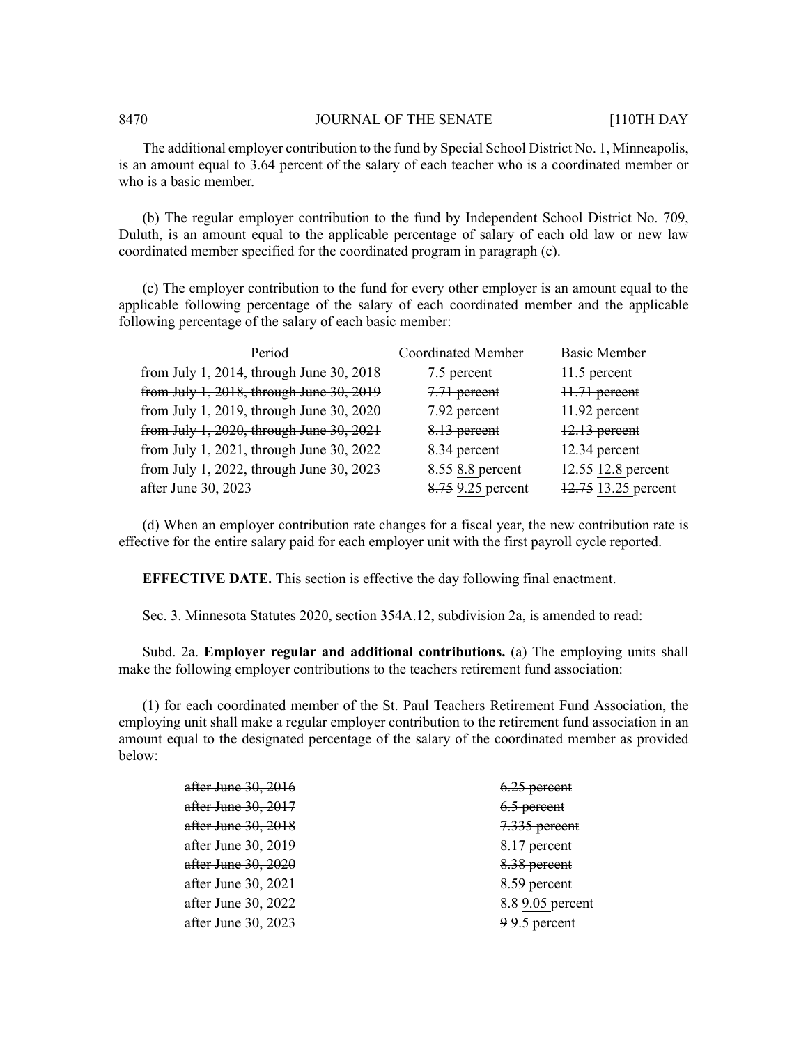The additional employer contribution to the fund by Special School District No. 1, Minneapolis, is an amount equal to 3.64 percent of the salary of each teacher who is a coordinated member or who is a basic member.

(b) The regular employer contribution to the fund by Independent School District No. 709, Duluth, is an amount equal to the applicable percentage of salary of each old law or new law coordinated member specified for the coordinated program in paragraph (c).

(c) The employer contribution to the fund for every other employer is an amount equal to the applicable following percentage of the salary of each coordinated member and the applicable following percentage of the salary of each basic member:

| Period | Coordinated Member | Basic Member |
|---|---|---|
| ~~from July 1, 2014, through June 30, 2018~~ | ~~7.5 percent~~ | ~~11.5 percent~~ |
| ~~from July 1, 2018, through June 30, 2019~~ | ~~7.71 percent~~ | ~~11.71 percent~~ |
| ~~from July 1, 2019, through June 30, 2020~~ | ~~7.92 percent~~ | ~~11.92 percent~~ |
| ~~from July 1, 2020, through June 30, 2021~~ | ~~8.13 percent~~ | ~~12.13 percent~~ |
| from July 1, 2021, through June 30, 2022 | 8.34 percent | 12.34 percent |
| from July 1, 2022, through June 30, 2023 | ~~8.55~~ 8.8 percent | ~~12.55~~ 12.8 percent |
| after June 30, 2023 | ~~8.75~~ 9.25 percent | ~~12.75~~ 13.25 percent |

(d) When an employer contribution rate changes for a fiscal year, the new contribution rate is effective for the entire salary paid for each employer unit with the first payroll cycle reported.

**EFFECTIVE DATE.** This section is effective the day following final enactment.

Sec. 3. Minnesota Statutes 2020, section 354A.12, subdivision 2a, is amended to read:

Subd. 2a. **Employer regular and additional contributions.** (a) The employing units shall make the following employer contributions to the teachers retirement fund association:

(1) for each coordinated member of the St. Paul Teachers Retirement Fund Association, the employing unit shall make a regular employer contribution to the retirement fund association in an amount equal to the designated percentage of the salary of the coordinated member as provided below:

| | |
|---|---|
| ~~after June 30, 2016~~ | ~~6.25 percent~~ |
| ~~after June 30, 2017~~ | ~~6.5 percent~~ |
| ~~after June 30, 2018~~ | ~~7.335 percent~~ |
| ~~after June 30, 2019~~ | ~~8.17 percent~~ |
| ~~after June 30, 2020~~ | ~~8.38 percent~~ |
| after June 30, 2021 | 8.59 percent |
| after June 30, 2022 | ~~8.8~~ 9.05 percent |
| after June 30, 2023 | ~~9~~ 9.5 percent |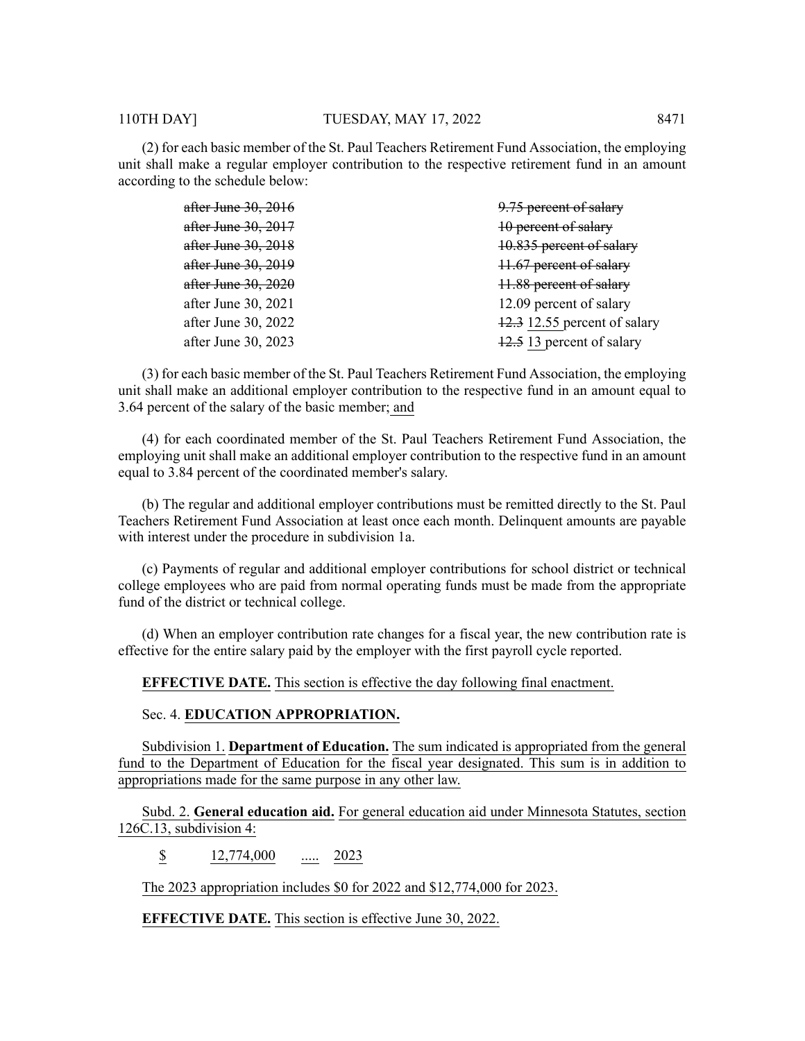(2) for each basic member of the St. Paul Teachers Retirement Fund Association, the employing unit shall make a regular employer contribution to the respective retirement fund in an amount according to the schedule below:

| | |
|---|---|
| ~~after June 30, 2016~~ | ~~9.75 percent of salary~~ |
| ~~after June 30, 2017~~ | ~~10 percent of salary~~ |
| ~~after June 30, 2018~~ | ~~10.835 percent of salary~~ |
| ~~after June 30, 2019~~ | ~~11.67 percent of salary~~ |
| ~~after June 30, 2020~~ | ~~11.88 percent of salary~~ |
| after June 30, 2021 | 12.09 percent of salary |
| after June 30, 2022 | ~~12.3~~ 12.55 percent of salary |
| after June 30, 2023 | ~~12.5~~ 13 percent of salary |

(3) for each basic member of the St. Paul Teachers Retirement Fund Association, the employing unit shall make an additional employer contribution to the respective fund in an amount equal to 3.64 percent of the salary of the basic member; and

(4) for each coordinated member of the St. Paul Teachers Retirement Fund Association, the employing unit shall make an additional employer contribution to the respective fund in an amount equal to 3.84 percent of the coordinated member's salary.

(b) The regular and additional employer contributions must be remitted directly to the St. Paul Teachers Retirement Fund Association at least once each month. Delinquent amounts are payable with interest under the procedure in subdivision 1a.

(c) Payments of regular and additional employer contributions for school district or technical college employees who are paid from normal operating funds must be made from the appropriate fund of the district or technical college.

(d) When an employer contribution rate changes for a fiscal year, the new contribution rate is effective for the entire salary paid by the employer with the first payroll cycle reported.

**EFFECTIVE DATE.** This section is effective the day following final enactment.

Sec. 4. **EDUCATION APPROPRIATION.**

Subdivision 1. **Department of Education.** The sum indicated is appropriated from the general fund to the Department of Education for the fiscal year designated. This sum is in addition to appropriations made for the same purpose in any other law.

Subd. 2. **General education aid.** For general education aid under Minnesota Statutes, section 126C.13, subdivision 4:

$ 12,774,000 ..... 2023

The 2023 appropriation includes $0 for 2022 and $12,774,000 for 2023.

**EFFECTIVE DATE.** This section is effective June 30, 2022.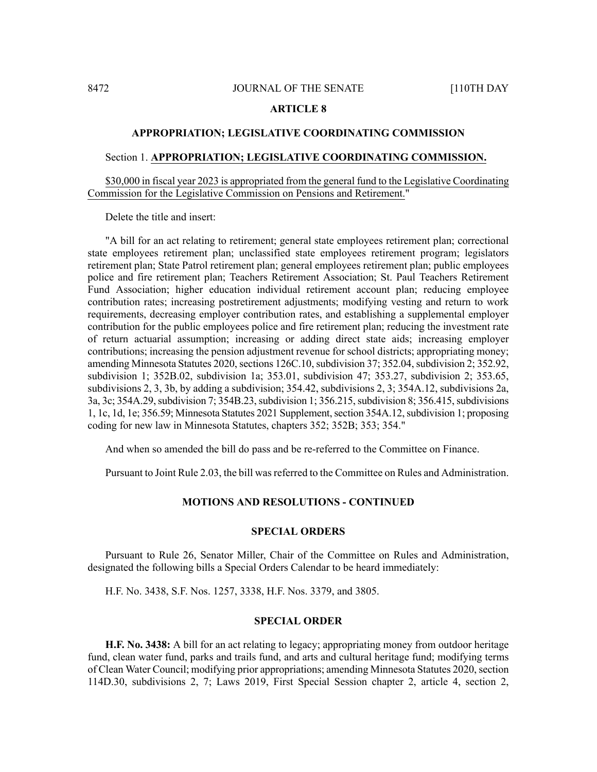**ARTICLE 8**

**APPROPRIATION; LEGISLATIVE COORDINATING COMMISSION**

Section 1. **APPROPRIATION; LEGISLATIVE COORDINATING COMMISSION.**

$30,000 in fiscal year 2023 is appropriated from the general fund to the Legislative Coordinating Commission for the Legislative Commission on Pensions and Retirement."

Delete the title and insert:

"A bill for an act relating to retirement; general state employees retirement plan; correctional state employees retirement plan; unclassified state employees retirement program; legislators retirement plan; State Patrol retirement plan; general employees retirement plan; public employees police and fire retirement plan; Teachers Retirement Association; St. Paul Teachers Retirement Fund Association; higher education individual retirement account plan; reducing employee contribution rates; increasing postretirement adjustments; modifying vesting and return to work requirements, decreasing employer contribution rates, and establishing a supplemental employer contribution for the public employees police and fire retirement plan; reducing the investment rate of return actuarial assumption; increasing or adding direct state aids; increasing employer contributions; increasing the pension adjustment revenue for school districts; appropriating money; amending Minnesota Statutes 2020, sections 126C.10, subdivision 37; 352.04, subdivision 2; 352.92, subdivision 1; 352B.02, subdivision 1a; 353.01, subdivision 47; 353.27, subdivision 2; 353.65, subdivisions 2, 3, 3b, by adding a subdivision; 354.42, subdivisions 2, 3; 354A.12, subdivisions 2a, 3a, 3c; 354A.29, subdivision 7; 354B.23, subdivision 1; 356.215, subdivision 8; 356.415, subdivisions 1, 1c, 1d, 1e; 356.59; Minnesota Statutes 2021 Supplement, section 354A.12, subdivision 1; proposing coding for new law in Minnesota Statutes, chapters 352; 352B; 353; 354."

And when so amended the bill do pass and be re-referred to the Committee on Finance.

Pursuant to Joint Rule 2.03, the bill was referred to the Committee on Rules and Administration.

**MOTIONS AND RESOLUTIONS - CONTINUED**

**SPECIAL ORDERS**

Pursuant to Rule 26, Senator Miller, Chair of the Committee on Rules and Administration, designated the following bills a Special Orders Calendar to be heard immediately:

H.F. No. 3438, S.F. Nos. 1257, 3338, H.F. Nos. 3379, and 3805.

**SPECIAL ORDER**

**H.F. No. 3438:** A bill for an act relating to legacy; appropriating money from outdoor heritage fund, clean water fund, parks and trails fund, and arts and cultural heritage fund; modifying terms of Clean Water Council; modifying prior appropriations; amending Minnesota Statutes 2020, section 114D.30, subdivisions 2, 7; Laws 2019, First Special Session chapter 2, article 4, section 2,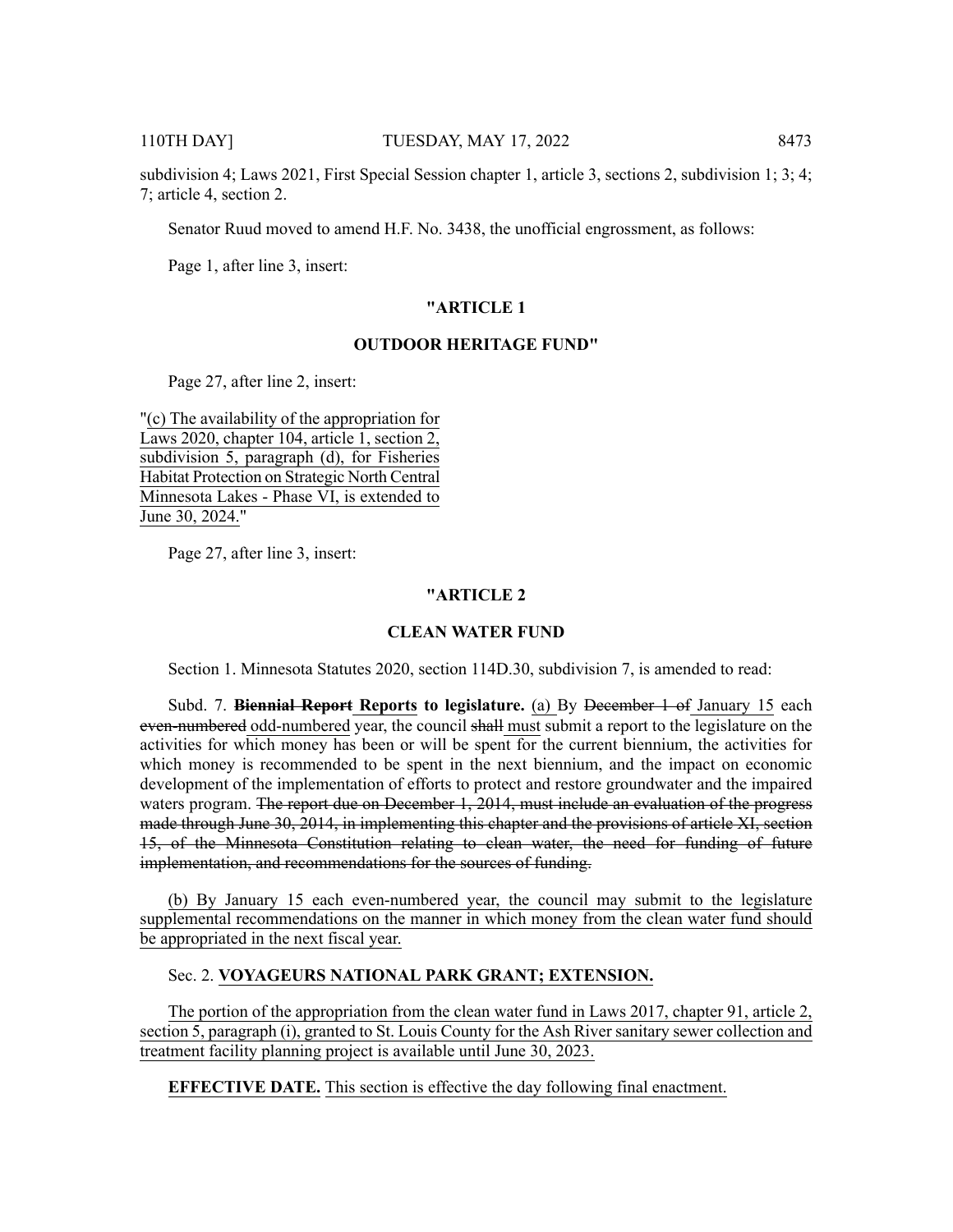subdivision 4; Laws 2021, First Special Session chapter 1, article 3, sections 2, subdivision 1; 3; 4; 7; article 4, section 2.

Senator Ruud moved to amend H.F. No. 3438, the unofficial engrossment, as follows:

Page 1, after line 3, insert:

**"ARTICLE 1**

**OUTDOOR HERITAGE FUND"**

Page 27, after line 2, insert:

"(c) The availability of the appropriation for Laws 2020, chapter 104, article 1, section 2, subdivision 5, paragraph (d), for Fisheries Habitat Protection on Strategic North Central Minnesota Lakes - Phase VI, is extended to June 30, 2024."

Page 27, after line 3, insert:

**"ARTICLE 2**

**CLEAN WATER FUND**

Section 1. Minnesota Statutes 2020, section 114D.30, subdivision 7, is amended to read:

Subd. 7. ~~**Biennial Report**~~ **Reports to legislature.** (a) By ~~December 1 of~~ January 15 each ~~even-numbered~~ odd-numbered year, the council ~~shall~~ must submit a report to the legislature on the activities for which money has been or will be spent for the current biennium, the activities for which money is recommended to be spent in the next biennium, and the impact on economic development of the implementation of efforts to protect and restore groundwater and the impaired waters program. ~~The report due on December 1, 2014, must include an evaluation of the progress made through June 30, 2014, in implementing this chapter and the provisions of article XI, section 15, of the Minnesota Constitution relating to clean water, the need for funding of future implementation, and recommendations for the sources of funding.~~

(b) By January 15 each even-numbered year, the council may submit to the legislature supplemental recommendations on the manner in which money from the clean water fund should be appropriated in the next fiscal year.

Sec. 2. **VOYAGEURS NATIONAL PARK GRANT; EXTENSION.**

The portion of the appropriation from the clean water fund in Laws 2017, chapter 91, article 2, section 5, paragraph (i), granted to St. Louis County for the Ash River sanitary sewer collection and treatment facility planning project is available until June 30, 2023.

**EFFECTIVE DATE.** This section is effective the day following final enactment.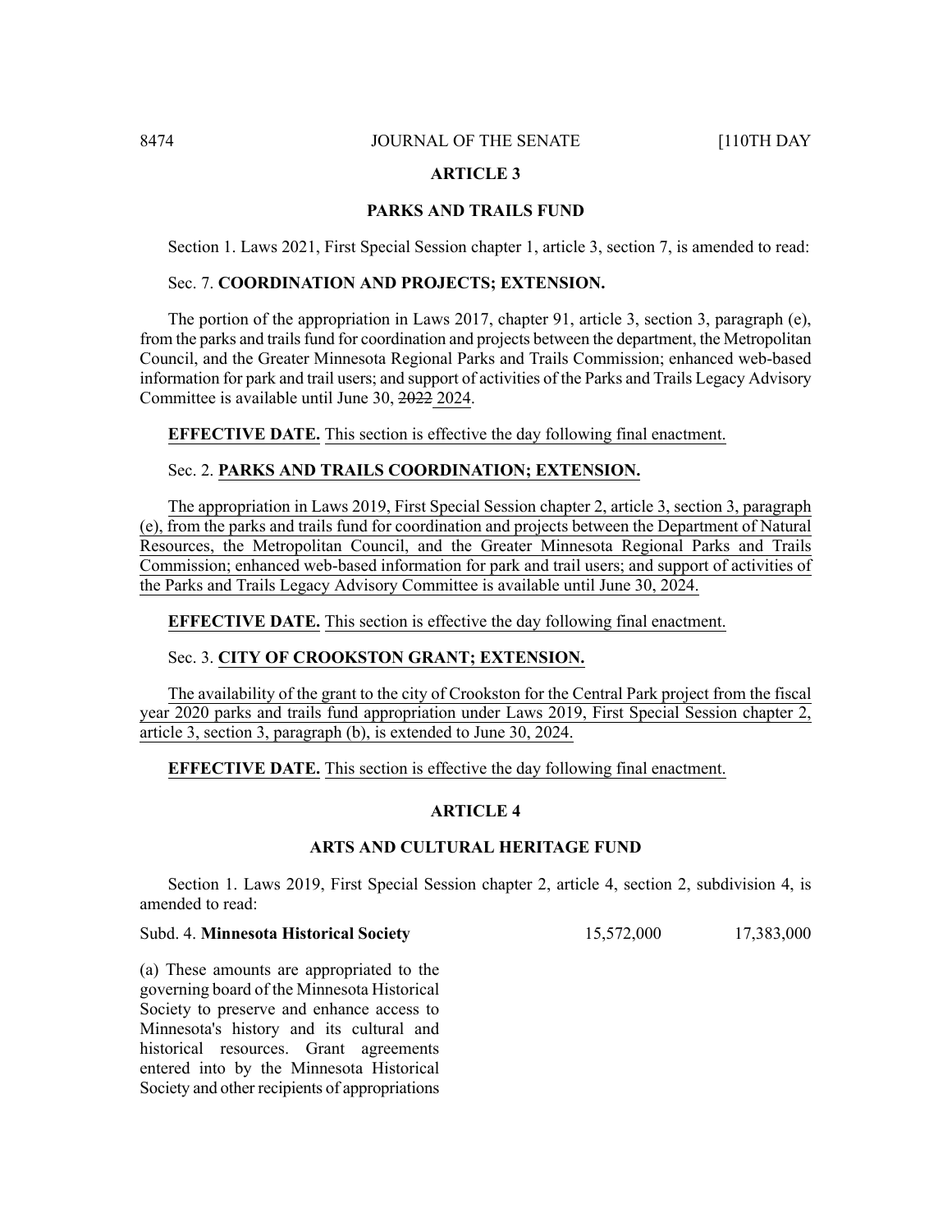## ARTICLE 3

## PARKS AND TRAILS FUND

Section 1. Laws 2021, First Special Session chapter 1, article 3, section 7, is amended to read:

Sec. 7. **COORDINATION AND PROJECTS; EXTENSION.**

The portion of the appropriation in Laws 2017, chapter 91, article 3, section 3, paragraph (e), from the parks and trails fund for coordination and projects between the department, the Metropolitan Council, and the Greater Minnesota Regional Parks and Trails Commission; enhanced web-based information for park and trail users; and support of activities of the Parks and Trails Legacy Advisory Committee is available until June 30, ~~2022~~ 2024.

**EFFECTIVE DATE.** This section is effective the day following final enactment.

Sec. 2. **PARKS AND TRAILS COORDINATION; EXTENSION.**

The appropriation in Laws 2019, First Special Session chapter 2, article 3, section 3, paragraph (e), from the parks and trails fund for coordination and projects between the Department of Natural Resources, the Metropolitan Council, and the Greater Minnesota Regional Parks and Trails Commission; enhanced web-based information for park and trail users; and support of activities of the Parks and Trails Legacy Advisory Committee is available until June 30, 2024.

**EFFECTIVE DATE.** This section is effective the day following final enactment.

Sec. 3. **CITY OF CROOKSTON GRANT; EXTENSION.**

The availability of the grant to the city of Crookston for the Central Park project from the fiscal year 2020 parks and trails fund appropriation under Laws 2019, First Special Session chapter 2, article 3, section 3, paragraph (b), is extended to June 30, 2024.

**EFFECTIVE DATE.** This section is effective the day following final enactment.

## ARTICLE 4

## ARTS AND CULTURAL HERITAGE FUND

Section 1. Laws 2019, First Special Session chapter 2, article 4, section 2, subdivision 4, is amended to read:

| | | |
|---|---|---|
| Subd. 4. **Minnesota Historical Society** | 15,572,000 | 17,383,000 |

(a) These amounts are appropriated to the governing board of the Minnesota Historical Society to preserve and enhance access to Minnesota's history and its cultural and historical resources. Grant agreements entered into by the Minnesota Historical Society and other recipients of appropriations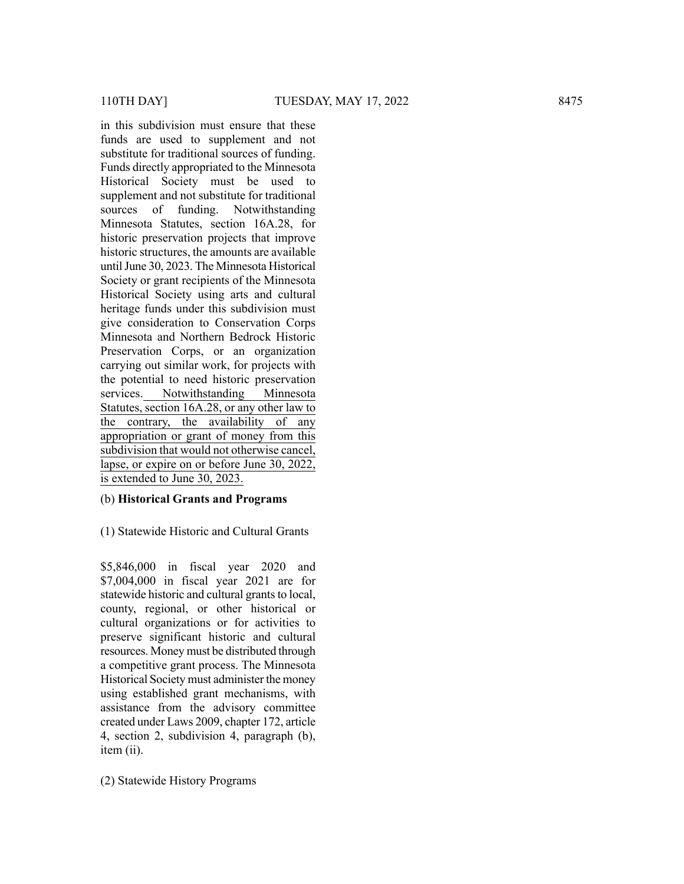in this subdivision must ensure that these funds are used to supplement and not substitute for traditional sources of funding. Funds directly appropriated to the Minnesota Historical Society must be used to supplement and not substitute for traditional sources of funding. Notwithstanding Minnesota Statutes, section 16A.28, for historic preservation projects that improve historic structures, the amounts are available until June 30, 2023. The Minnesota Historical Society or grant recipients of the Minnesota Historical Society using arts and cultural heritage funds under this subdivision must give consideration to Conservation Corps Minnesota and Northern Bedrock Historic Preservation Corps, or an organization carrying out similar work, for projects with the potential to need historic preservation services. <u>Notwithstanding Minnesota Statutes, section 16A.28, or any other law to the contrary, the availability of any appropriation or grant of money from this subdivision that would not otherwise cancel, lapse, or expire on or before June 30, 2022, is extended to June 30, 2023.</u>

(b) **Historical Grants and Programs**

(1) Statewide Historic and Cultural Grants

$5,846,000 in fiscal year 2020 and $7,004,000 in fiscal year 2021 are for statewide historic and cultural grants to local, county, regional, or other historical or cultural organizations or for activities to preserve significant historic and cultural resources. Money must be distributed through a competitive grant process. The Minnesota Historical Society must administer the money using established grant mechanisms, with assistance from the advisory committee created under Laws 2009, chapter 172, article 4, section 2, subdivision 4, paragraph (b), item (ii).

(2) Statewide History Programs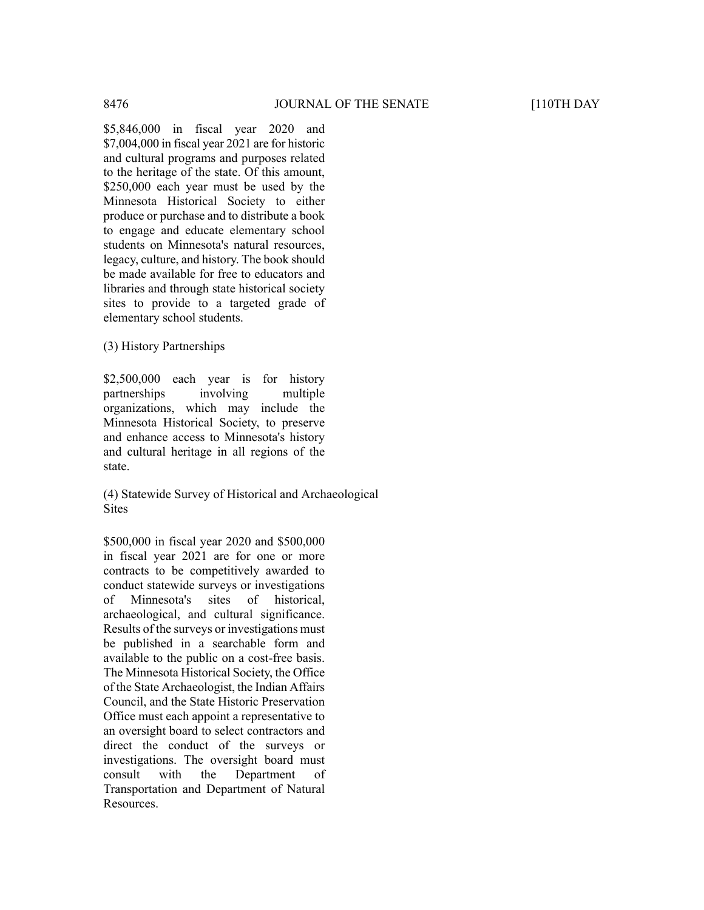$5,846,000 in fiscal year 2020 and $7,004,000 in fiscal year 2021 are for historic and cultural programs and purposes related to the heritage of the state. Of this amount, $250,000 each year must be used by the Minnesota Historical Society to either produce or purchase and to distribute a book to engage and educate elementary school students on Minnesota's natural resources, legacy, culture, and history. The book should be made available for free to educators and libraries and through state historical society sites to provide to a targeted grade of elementary school students.

(3) History Partnerships

$2,500,000 each year is for history partnerships involving multiple organizations, which may include the Minnesota Historical Society, to preserve and enhance access to Minnesota's history and cultural heritage in all regions of the state.

(4) Statewide Survey of Historical and Archaeological Sites

$500,000 in fiscal year 2020 and $500,000 in fiscal year 2021 are for one or more contracts to be competitively awarded to conduct statewide surveys or investigations of Minnesota's sites of historical, archaeological, and cultural significance. Results of the surveys or investigations must be published in a searchable form and available to the public on a cost-free basis. The Minnesota Historical Society, the Office of the State Archaeologist, the Indian Affairs Council, and the State Historic Preservation Office must each appoint a representative to an oversight board to select contractors and direct the conduct of the surveys or investigations. The oversight board must consult with the Department of Transportation and Department of Natural Resources.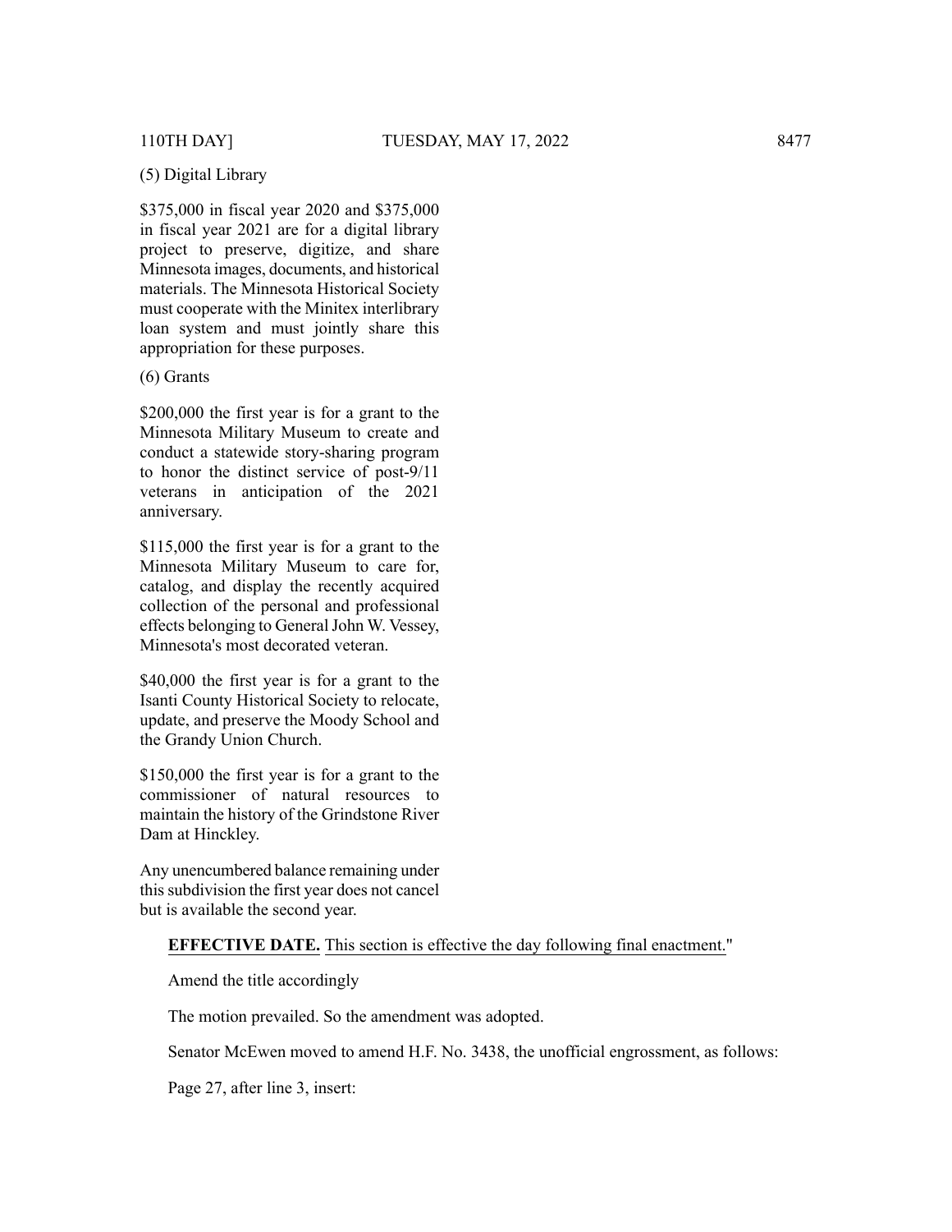(5) Digital Library

$375,000 in fiscal year 2020 and $375,000 in fiscal year 2021 are for a digital library project to preserve, digitize, and share Minnesota images, documents, and historical materials. The Minnesota Historical Society must cooperate with the Minitex interlibrary loan system and must jointly share this appropriation for these purposes.

(6) Grants

$200,000 the first year is for a grant to the Minnesota Military Museum to create and conduct a statewide story-sharing program to honor the distinct service of post-9/11 veterans in anticipation of the 2021 anniversary.

$115,000 the first year is for a grant to the Minnesota Military Museum to care for, catalog, and display the recently acquired collection of the personal and professional effects belonging to General John W. Vessey, Minnesota's most decorated veteran.

$40,000 the first year is for a grant to the Isanti County Historical Society to relocate, update, and preserve the Moody School and the Grandy Union Church.

$150,000 the first year is for a grant to the commissioner of natural resources to maintain the history of the Grindstone River Dam at Hinckley.

Any unencumbered balance remaining under this subdivision the first year does not cancel but is available the second year.

**EFFECTIVE DATE.** This section is effective the day following final enactment."

Amend the title accordingly

The motion prevailed. So the amendment was adopted.

Senator McEwen moved to amend H.F. No. 3438, the unofficial engrossment, as follows:

Page 27, after line 3, insert: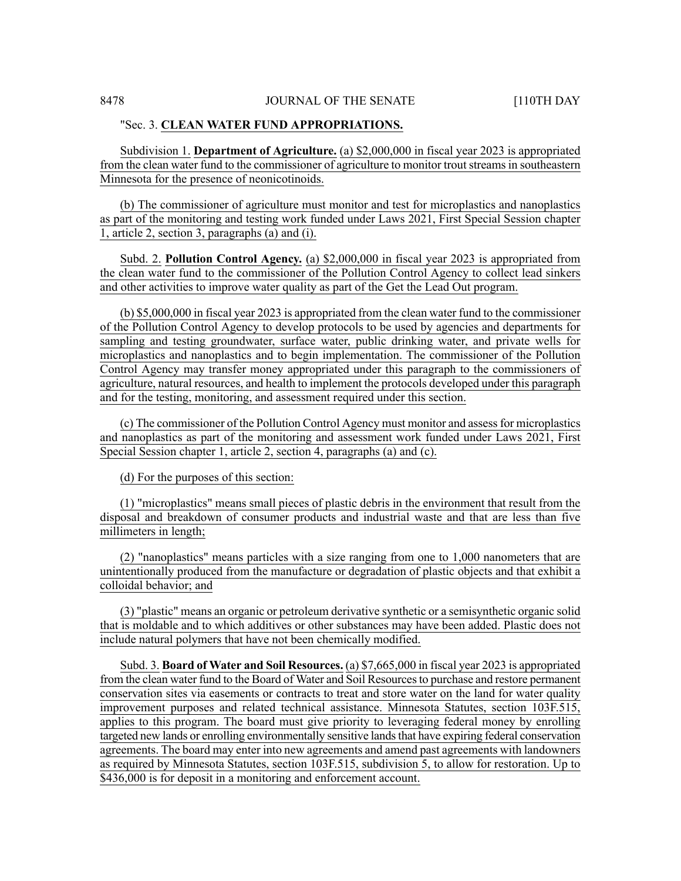"Sec. 3. **CLEAN WATER FUND APPROPRIATIONS.**

Subdivision 1. **Department of Agriculture.** (a) $2,000,000 in fiscal year 2023 is appropriated from the clean water fund to the commissioner of agriculture to monitor trout streams in southeastern Minnesota for the presence of neonicotinoids.

(b) The commissioner of agriculture must monitor and test for microplastics and nanoplastics as part of the monitoring and testing work funded under Laws 2021, First Special Session chapter 1, article 2, section 3, paragraphs (a) and (i).

Subd. 2. **Pollution Control Agency.** (a) $2,000,000 in fiscal year 2023 is appropriated from the clean water fund to the commissioner of the Pollution Control Agency to collect lead sinkers and other activities to improve water quality as part of the Get the Lead Out program.

(b) $5,000,000 in fiscal year 2023 is appropriated from the clean water fund to the commissioner of the Pollution Control Agency to develop protocols to be used by agencies and departments for sampling and testing groundwater, surface water, public drinking water, and private wells for microplastics and nanoplastics and to begin implementation. The commissioner of the Pollution Control Agency may transfer money appropriated under this paragraph to the commissioners of agriculture, natural resources, and health to implement the protocols developed under this paragraph and for the testing, monitoring, and assessment required under this section.

(c) The commissioner of the Pollution Control Agency must monitor and assess for microplastics and nanoplastics as part of the monitoring and assessment work funded under Laws 2021, First Special Session chapter 1, article 2, section 4, paragraphs (a) and (c).

(d) For the purposes of this section:

(1) "microplastics" means small pieces of plastic debris in the environment that result from the disposal and breakdown of consumer products and industrial waste and that are less than five millimeters in length;

(2) "nanoplastics" means particles with a size ranging from one to 1,000 nanometers that are unintentionally produced from the manufacture or degradation of plastic objects and that exhibit a colloidal behavior; and

(3) "plastic" means an organic or petroleum derivative synthetic or a semisynthetic organic solid that is moldable and to which additives or other substances may have been added. Plastic does not include natural polymers that have not been chemically modified.

Subd. 3. **Board of Water and Soil Resources.** (a) $7,665,000 in fiscal year 2023 is appropriated from the clean water fund to the Board of Water and Soil Resources to purchase and restore permanent conservation sites via easements or contracts to treat and store water on the land for water quality improvement purposes and related technical assistance. Minnesota Statutes, section 103F.515, applies to this program. The board must give priority to leveraging federal money by enrolling targeted new lands or enrolling environmentally sensitive lands that have expiring federal conservation agreements. The board may enter into new agreements and amend past agreements with landowners as required by Minnesota Statutes, section 103F.515, subdivision 5, to allow for restoration. Up to $436,000 is for deposit in a monitoring and enforcement account.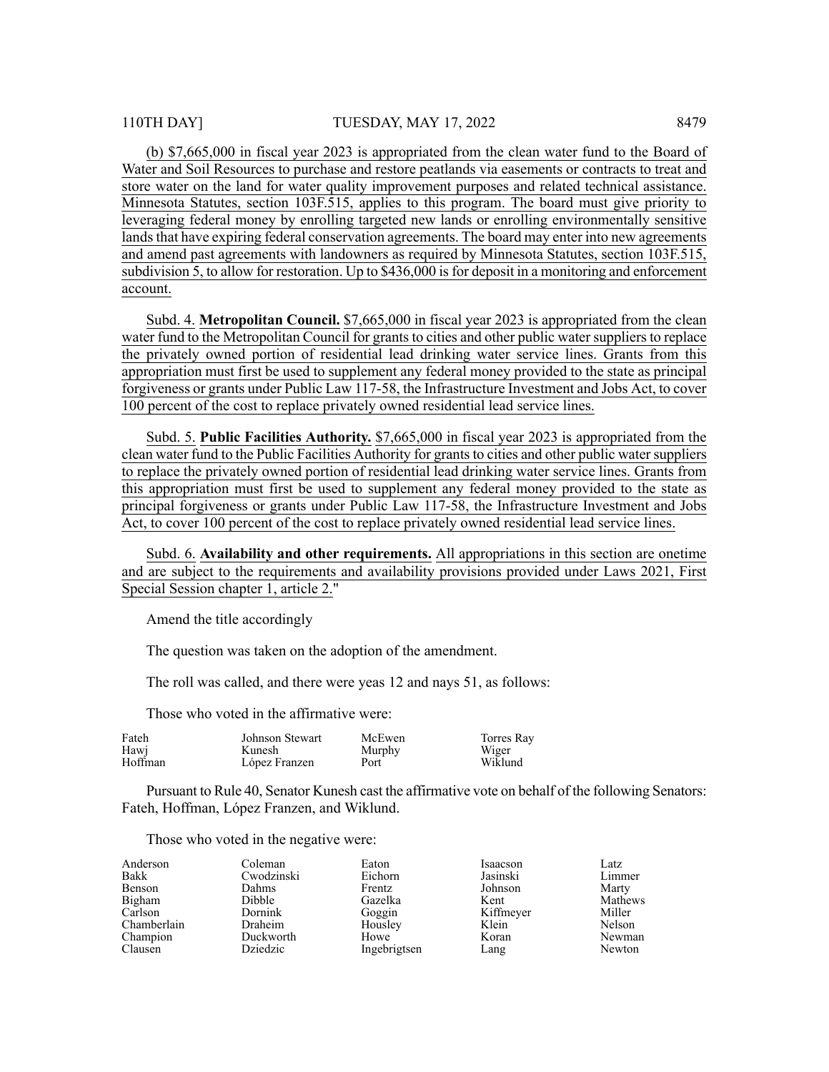(b) $7,665,000 in fiscal year 2023 is appropriated from the clean water fund to the Board of Water and Soil Resources to purchase and restore peatlands via easements or contracts to treat and store water on the land for water quality improvement purposes and related technical assistance. Minnesota Statutes, section 103F.515, applies to this program. The board must give priority to leveraging federal money by enrolling targeted new lands or enrolling environmentally sensitive lands that have expiring federal conservation agreements. The board may enter into new agreements and amend past agreements with landowners as required by Minnesota Statutes, section 103F.515, subdivision 5, to allow for restoration. Up to $436,000 is for deposit in a monitoring and enforcement account.

Subd. 4. **Metropolitan Council.** $7,665,000 in fiscal year 2023 is appropriated from the clean water fund to the Metropolitan Council for grants to cities and other public water suppliers to replace the privately owned portion of residential lead drinking water service lines. Grants from this appropriation must first be used to supplement any federal money provided to the state as principal forgiveness or grants under Public Law 117-58, the Infrastructure Investment and Jobs Act, to cover 100 percent of the cost to replace privately owned residential lead service lines.

Subd. 5. **Public Facilities Authority.** $7,665,000 in fiscal year 2023 is appropriated from the clean water fund to the Public Facilities Authority for grants to cities and other public water suppliers to replace the privately owned portion of residential lead drinking water service lines. Grants from this appropriation must first be used to supplement any federal money provided to the state as principal forgiveness or grants under Public Law 117-58, the Infrastructure Investment and Jobs Act, to cover 100 percent of the cost to replace privately owned residential lead service lines.

Subd. 6. **Availability and other requirements.** All appropriations in this section are onetime and are subject to the requirements and availability provisions provided under Laws 2021, First Special Session chapter 1, article 2."

Amend the title accordingly

The question was taken on the adoption of the amendment.

The roll was called, and there were yeas 12 and nays 51, as follows:

Those who voted in the affirmative were:

| | | | |
|---|---|---|---|
| Fateh | Johnson Stewart | McEwen | Torres Ray |
| Hawj | Kunesh | Murphy | Wiger |
| Hoffman | López Franzen | Port | Wiklund |

Pursuant to Rule 40, Senator Kunesh cast the affirmative vote on behalf of the following Senators: Fateh, Hoffman, López Franzen, and Wiklund.

Those who voted in the negative were:

| | | | | |
|---|---|---|---|---|
| Anderson | Coleman | Eaton | Isaacson | Latz |
| Bakk | Cwodzinski | Eichorn | Jasinski | Limmer |
| Benson | Dahms | Frentz | Johnson | Marty |
| Bigham | Dibble | Gazelka | Kent | Mathews |
| Carlson | Dornink | Goggin | Kiffmeyer | Miller |
| Chamberlain | Draheim | Housley | Klein | Nelson |
| Champion | Duckworth | Howe | Koran | Newman |
| Clausen | Dziedzic | Ingebrigtsen | Lang | Newton |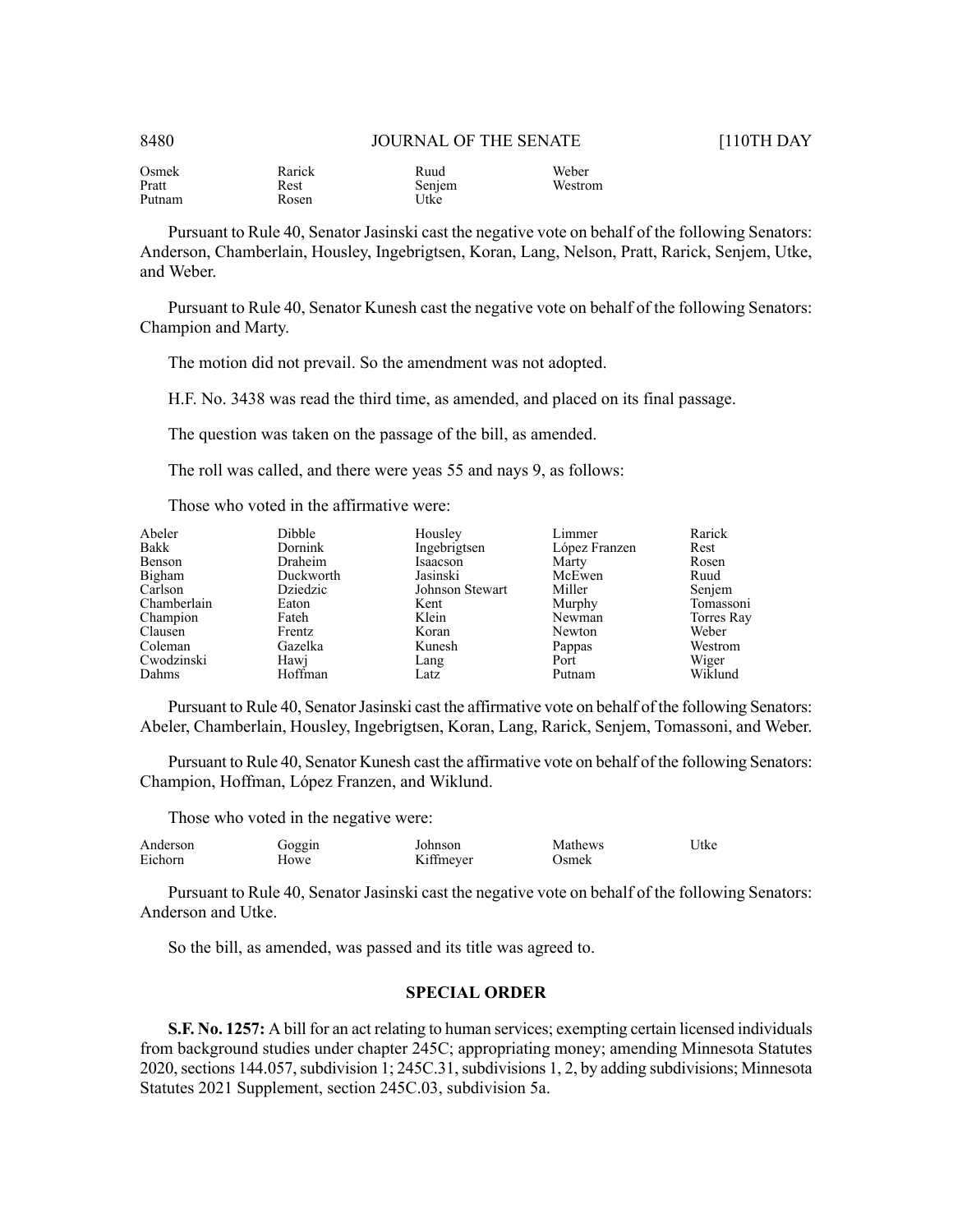| | | | |
|---|---|---|---|
| Osmek | Rarick | Ruud | Weber |
| Pratt | Rest | Senjem | Westrom |
| Putnam | Rosen | Utke | |

Pursuant to Rule 40, Senator Jasinski cast the negative vote on behalf of the following Senators: Anderson, Chamberlain, Housley, Ingebrigtsen, Koran, Lang, Nelson, Pratt, Rarick, Senjem, Utke, and Weber.

Pursuant to Rule 40, Senator Kunesh cast the negative vote on behalf of the following Senators: Champion and Marty.

The motion did not prevail. So the amendment was not adopted.

H.F. No. 3438 was read the third time, as amended, and placed on its final passage.

The question was taken on the passage of the bill, as amended.

The roll was called, and there were yeas 55 and nays 9, as follows:

Those who voted in the affirmative were:

| | | | | |
|---|---|---|---|---|
| Abeler | Dibble | Housley | Limmer | Rarick |
| Bakk | Dornink | Ingebrigtsen | López Franzen | Rest |
| Benson | Draheim | Isaacson | Marty | Rosen |
| Bigham | Duckworth | Jasinski | McEwen | Ruud |
| Carlson | Dziedzic | Johnson Stewart | Miller | Senjem |
| Chamberlain | Eaton | Kent | Murphy | Tomassoni |
| Champion | Fateh | Klein | Newman | Torres Ray |
| Clausen | Frentz | Koran | Newton | Weber |
| Coleman | Gazelka | Kunesh | Pappas | Westrom |
| Cwodzinski | Hawj | Lang | Port | Wiger |
| Dahms | Hoffman | Latz | Putnam | Wiklund |

Pursuant to Rule 40, Senator Jasinski cast the affirmative vote on behalf of the following Senators: Abeler, Chamberlain, Housley, Ingebrigtsen, Koran, Lang, Rarick, Senjem, Tomassoni, and Weber.

Pursuant to Rule 40, Senator Kunesh cast the affirmative vote on behalf of the following Senators: Champion, Hoffman, López Franzen, and Wiklund.

Those who voted in the negative were:

| | | | | |
|---|---|---|---|---|
| Anderson | Goggin | Johnson | Mathews | Utke |
| Eichorn | Howe | Kiffmeyer | Osmek | |

Pursuant to Rule 40, Senator Jasinski cast the negative vote on behalf of the following Senators: Anderson and Utke.

So the bill, as amended, was passed and its title was agreed to.

## SPECIAL ORDER

**S.F. No. 1257:** A bill for an act relating to human services; exempting certain licensed individuals from background studies under chapter 245C; appropriating money; amending Minnesota Statutes 2020, sections 144.057, subdivision 1; 245C.31, subdivisions 1, 2, by adding subdivisions; Minnesota Statutes 2021 Supplement, section 245C.03, subdivision 5a.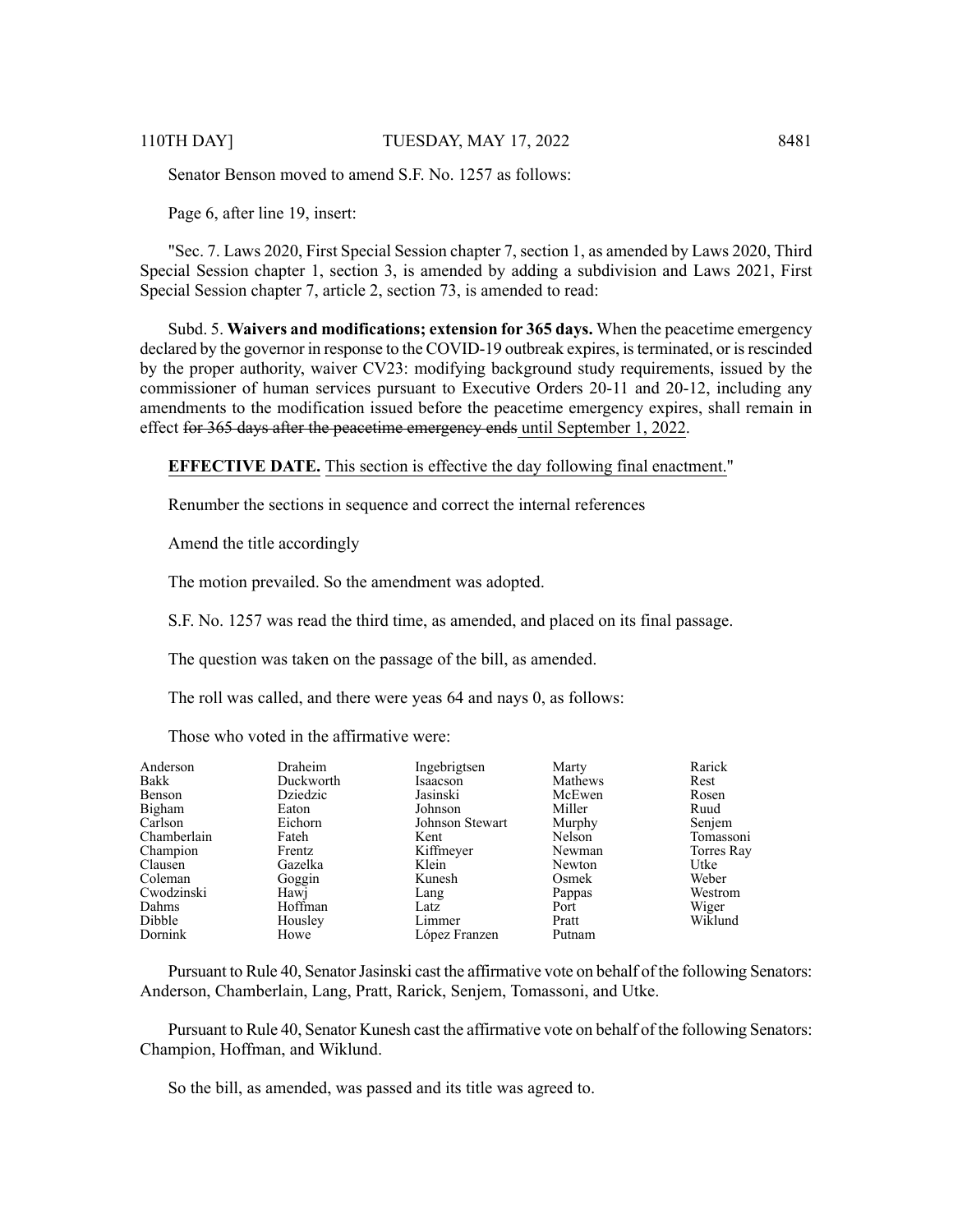Senator Benson moved to amend S.F. No. 1257 as follows:

Page 6, after line 19, insert:

"Sec. 7. Laws 2020, First Special Session chapter 7, section 1, as amended by Laws 2020, Third Special Session chapter 1, section 3, is amended by adding a subdivision and Laws 2021, First Special Session chapter 7, article 2, section 73, is amended to read:

Subd. 5. **Waivers and modifications; extension for 365 days.** When the peacetime emergency declared by the governor in response to the COVID-19 outbreak expires, is terminated, or is rescinded by the proper authority, waiver CV23: modifying background study requirements, issued by the commissioner of human services pursuant to Executive Orders 20-11 and 20-12, including any amendments to the modification issued before the peacetime emergency expires, shall remain in effect ~~for 365 days after the peacetime emergency ends~~ <u>until September 1, 2022</u>.

<u>**EFFECTIVE DATE.** This section is effective the day following final enactment.</u>"

Renumber the sections in sequence and correct the internal references

Amend the title accordingly

The motion prevailed. So the amendment was adopted.

S.F. No. 1257 was read the third time, as amended, and placed on its final passage.

The question was taken on the passage of the bill, as amended.

The roll was called, and there were yeas 64 and nays 0, as follows:

Those who voted in the affirmative were:

| | | | | |
|---|---|---|---|---|
| Anderson | Draheim | Ingebrigtsen | Marty | Rarick |
| Bakk | Duckworth | Isaacson | Mathews | Rest |
| Benson | Dziedzic | Jasinski | McEwen | Rosen |
| Bigham | Eaton | Johnson | Miller | Ruud |
| Carlson | Eichorn | Johnson Stewart | Murphy | Senjem |
| Chamberlain | Fateh | Kent | Nelson | Tomassoni |
| Champion | Frentz | Kiffmeyer | Newman | Torres Ray |
| Clausen | Gazelka | Klein | Newton | Utke |
| Coleman | Goggin | Kunesh | Osmek | Weber |
| Cwodzinski | Hawj | Lang | Pappas | Westrom |
| Dahms | Hoffman | Latz | Port | Wiger |
| Dibble | Housley | Limmer | Pratt | Wiklund |
| Dornink | Howe | López Franzen | Putnam | |

Pursuant to Rule 40, Senator Jasinski cast the affirmative vote on behalf of the following Senators: Anderson, Chamberlain, Lang, Pratt, Rarick, Senjem, Tomassoni, and Utke.

Pursuant to Rule 40, Senator Kunesh cast the affirmative vote on behalf of the following Senators: Champion, Hoffman, and Wiklund.

So the bill, as amended, was passed and its title was agreed to.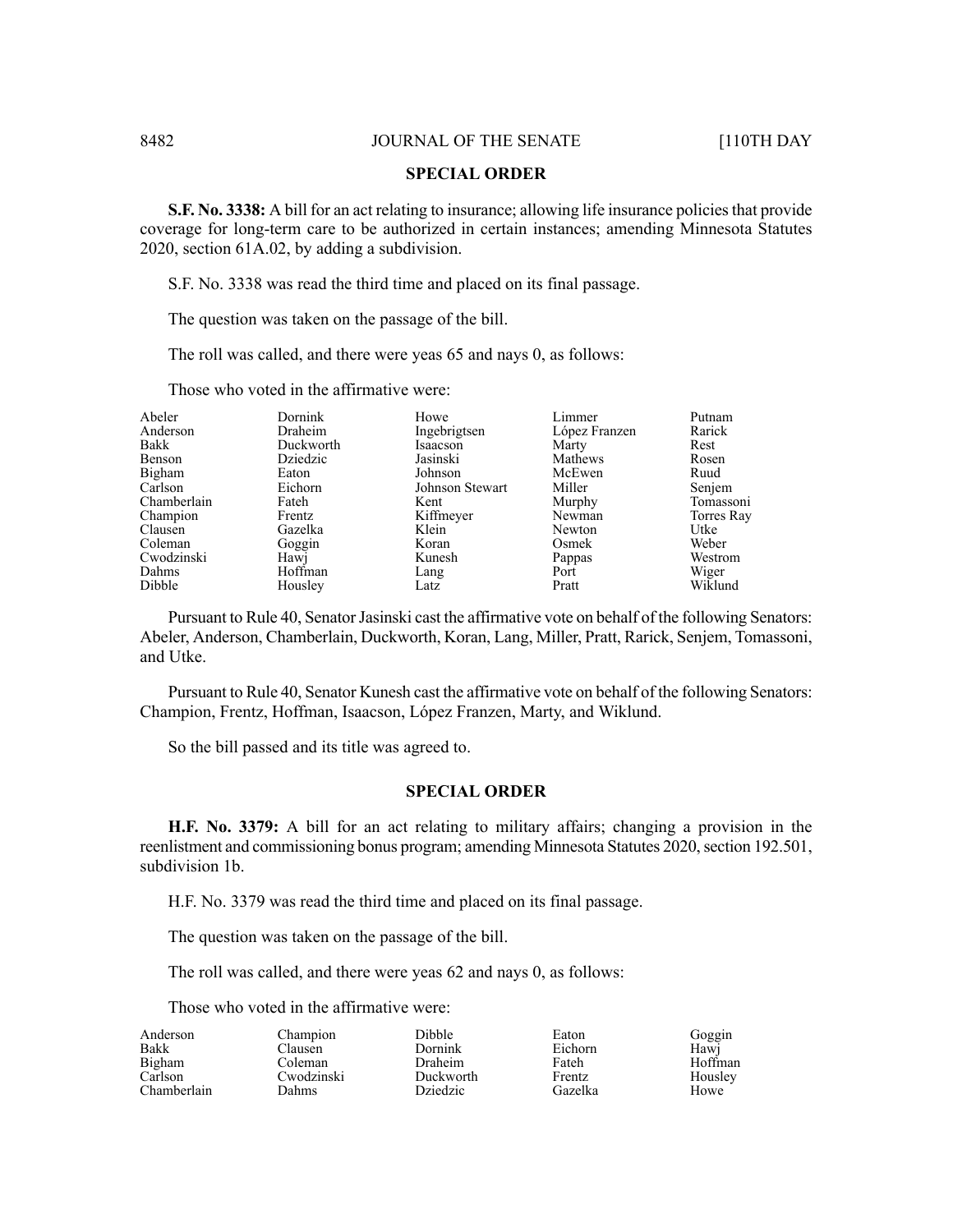## SPECIAL ORDER

**S.F. No. 3338:** A bill for an act relating to insurance; allowing life insurance policies that provide coverage for long-term care to be authorized in certain instances; amending Minnesota Statutes 2020, section 61A.02, by adding a subdivision.

S.F. No. 3338 was read the third time and placed on its final passage.

The question was taken on the passage of the bill.

The roll was called, and there were yeas 65 and nays 0, as follows:

Those who voted in the affirmative were:

| | | | | |
|---|---|---|---|---|
| Abeler | Dornink | Howe | Limmer | Putnam |
| Anderson | Draheim | Ingebrigtsen | López Franzen | Rarick |
| Bakk | Duckworth | Isaacson | Marty | Rest |
| Benson | Dziedzic | Jasinski | Mathews | Rosen |
| Bigham | Eaton | Johnson | McEwen | Ruud |
| Carlson | Eichorn | Johnson Stewart | Miller | Senjem |
| Chamberlain | Fateh | Kent | Murphy | Tomassoni |
| Champion | Frentz | Kiffmeyer | Newman | Torres Ray |
| Clausen | Gazelka | Klein | Newton | Utke |
| Coleman | Goggin | Koran | Osmek | Weber |
| Cwodzinski | Hawj | Kunesh | Pappas | Westrom |
| Dahms | Hoffman | Lang | Port | Wiger |
| Dibble | Housley | Latz | Pratt | Wiklund |

Pursuant to Rule 40, Senator Jasinski cast the affirmative vote on behalf of the following Senators: Abeler, Anderson, Chamberlain, Duckworth, Koran, Lang, Miller, Pratt, Rarick, Senjem, Tomassoni, and Utke.

Pursuant to Rule 40, Senator Kunesh cast the affirmative vote on behalf of the following Senators: Champion, Frentz, Hoffman, Isaacson, López Franzen, Marty, and Wiklund.

So the bill passed and its title was agreed to.

## SPECIAL ORDER

**H.F. No. 3379:** A bill for an act relating to military affairs; changing a provision in the reenlistment and commissioning bonus program; amending Minnesota Statutes 2020, section 192.501, subdivision 1b.

H.F. No. 3379 was read the third time and placed on its final passage.

The question was taken on the passage of the bill.

The roll was called, and there were yeas 62 and nays 0, as follows:

Those who voted in the affirmative were:

| | | | | |
|---|---|---|---|---|
| Anderson | Champion | Dibble | Eaton | Goggin |
| Bakk | Clausen | Dornink | Eichorn | Hawj |
| Bigham | Coleman | Draheim | Fateh | Hoffman |
| Carlson | Cwodzinski | Duckworth | Frentz | Housley |
| Chamberlain | Dahms | Dziedzic | Gazelka | Howe |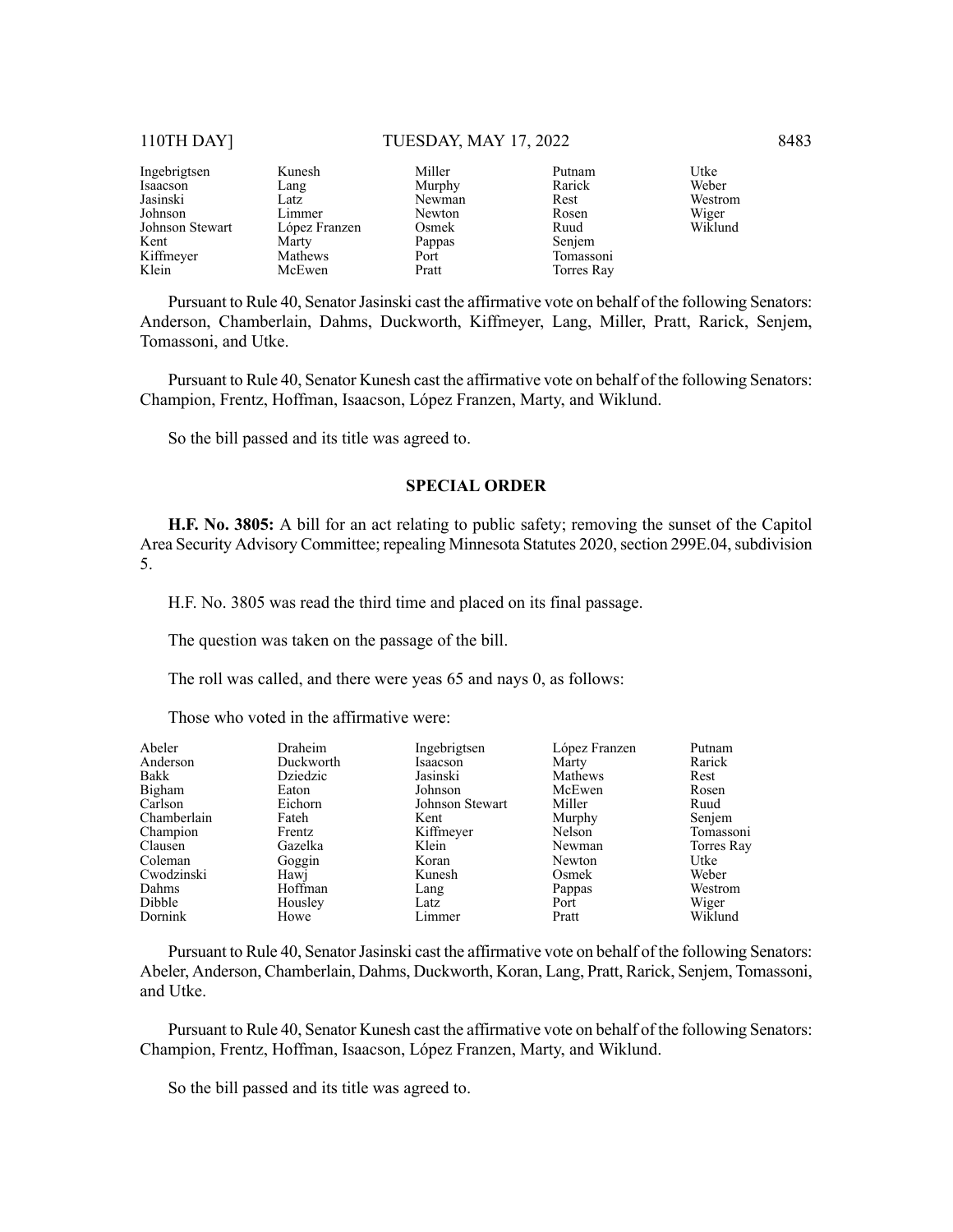| | | | | |
|---|---|---|---|---|
| Ingebrigtsen | Kunesh | Miller | Putnam | Utke |
| Isaacson | Lang | Murphy | Rarick | Weber |
| Jasinski | Latz | Newman | Rest | Westrom |
| Johnson | Limmer | Newton | Rosen | Wiger |
| Johnson Stewart | López Franzen | Osmek | Ruud | Wiklund |
| Kent | Marty | Pappas | Senjem | |
| Kiffmeyer | Mathews | Port | Tomassoni | |
| Klein | McEwen | Pratt | Torres Ray | |

Pursuant to Rule 40, Senator Jasinski cast the affirmative vote on behalf of the following Senators: Anderson, Chamberlain, Dahms, Duckworth, Kiffmeyer, Lang, Miller, Pratt, Rarick, Senjem, Tomassoni, and Utke.

Pursuant to Rule 40, Senator Kunesh cast the affirmative vote on behalf of the following Senators: Champion, Frentz, Hoffman, Isaacson, López Franzen, Marty, and Wiklund.

So the bill passed and its title was agreed to.

## SPECIAL ORDER

**H.F. No. 3805:** A bill for an act relating to public safety; removing the sunset of the Capitol Area Security Advisory Committee; repealing Minnesota Statutes 2020, section 299E.04, subdivision 5.

H.F. No. 3805 was read the third time and placed on its final passage.

The question was taken on the passage of the bill.

The roll was called, and there were yeas 65 and nays 0, as follows:

Those who voted in the affirmative were:

| | | | | |
|---|---|---|---|---|
| Abeler | Draheim | Ingebrigtsen | López Franzen | Putnam |
| Anderson | Duckworth | Isaacson | Marty | Rarick |
| Bakk | Dziedzic | Jasinski | Mathews | Rest |
| Bigham | Eaton | Johnson | McEwen | Rosen |
| Carlson | Eichorn | Johnson Stewart | Miller | Ruud |
| Chamberlain | Fateh | Kent | Murphy | Senjem |
| Champion | Frentz | Kiffmeyer | Nelson | Tomassoni |
| Clausen | Gazelka | Klein | Newman | Torres Ray |
| Coleman | Goggin | Koran | Newton | Utke |
| Cwodzinski | Hawj | Kunesh | Osmek | Weber |
| Dahms | Hoffman | Lang | Pappas | Westrom |
| Dibble | Housley | Latz | Port | Wiger |
| Dornink | Howe | Limmer | Pratt | Wiklund |

Pursuant to Rule 40, Senator Jasinski cast the affirmative vote on behalf of the following Senators: Abeler, Anderson, Chamberlain, Dahms, Duckworth, Koran, Lang, Pratt, Rarick, Senjem, Tomassoni, and Utke.

Pursuant to Rule 40, Senator Kunesh cast the affirmative vote on behalf of the following Senators: Champion, Frentz, Hoffman, Isaacson, López Franzen, Marty, and Wiklund.

So the bill passed and its title was agreed to.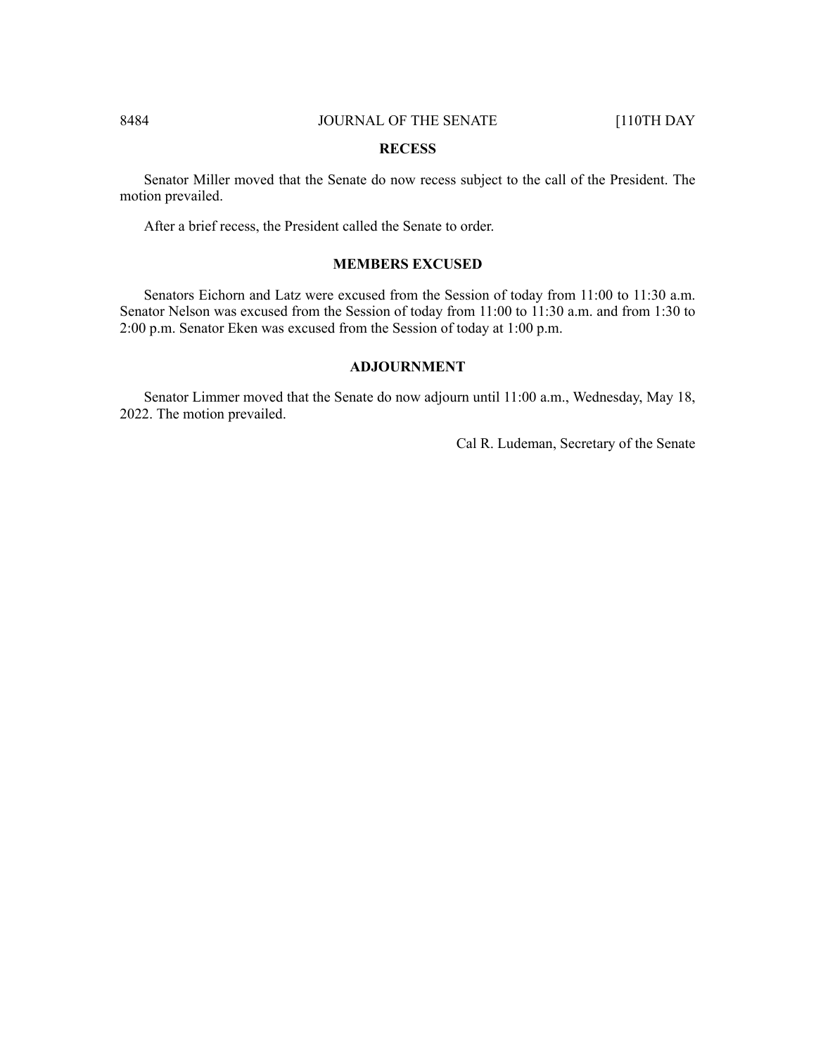## RECESS

Senator Miller moved that the Senate do now recess subject to the call of the President. The motion prevailed.

After a brief recess, the President called the Senate to order.

## MEMBERS EXCUSED

Senators Eichorn and Latz were excused from the Session of today from 11:00 to 11:30 a.m. Senator Nelson was excused from the Session of today from 11:00 to 11:30 a.m. and from 1:30 to 2:00 p.m. Senator Eken was excused from the Session of today at 1:00 p.m.

## ADJOURNMENT

Senator Limmer moved that the Senate do now adjourn until 11:00 a.m., Wednesday, May 18, 2022. The motion prevailed.

Cal R. Ludeman, Secretary of the Senate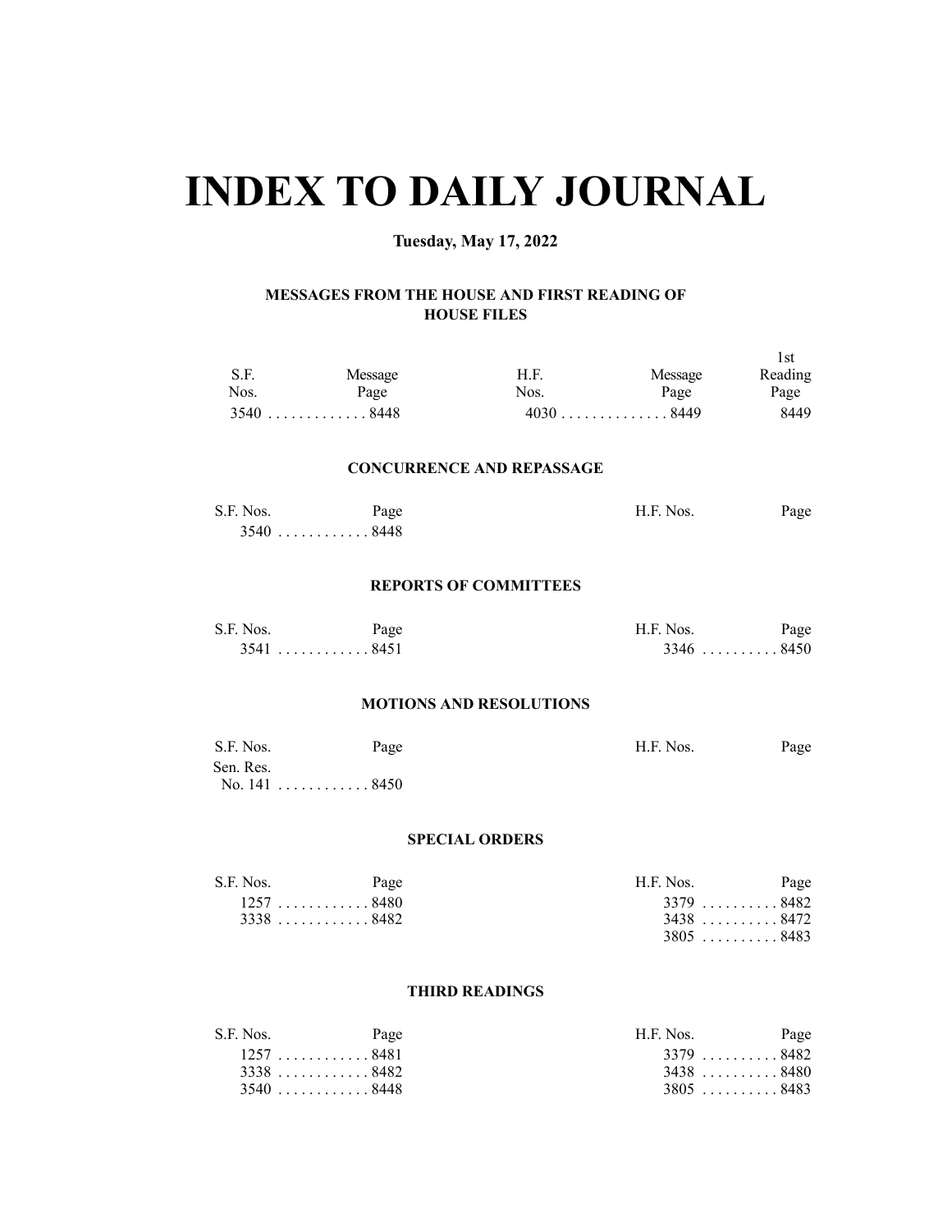# INDEX TO DAILY JOURNAL

**Tuesday, May 17, 2022**

### MESSAGES FROM THE HOUSE AND FIRST READING OF HOUSE FILES

| S.F. Nos. | Message Page | H.F. Nos. | Message Page | 1st Reading Page |
|---|---|---|---|---|
| 3540 | 8448 | 4030 | 8449 | 8449 |

### CONCURRENCE AND REPASSAGE

| S.F. Nos. | Page | H.F. Nos. | Page |
|---|---|---|---|
| 3540 | 8448 | | |

### REPORTS OF COMMITTEES

| S.F. Nos. | Page | H.F. Nos. | Page |
|---|---|---|---|
| 3541 | 8451 | 3346 | 8450 |

### MOTIONS AND RESOLUTIONS

| S.F. Nos. | Page | H.F. Nos. | Page |
|---|---|---|---|
| Sen. Res. No. 141 | 8450 | | |

### SPECIAL ORDERS

| S.F. Nos. | Page | H.F. Nos. | Page |
|---|---|---|---|
| 1257 | 8480 | 3379 | 8482 |
| 3338 | 8482 | 3438 | 8472 |
| | | 3805 | 8483 |

### THIRD READINGS

| S.F. Nos. | Page | H.F. Nos. | Page |
|---|---|---|---|
| 1257 | 8481 | 3379 | 8482 |
| 3338 | 8482 | 3438 | 8480 |
| 3540 | 8448 | 3805 | 8483 |